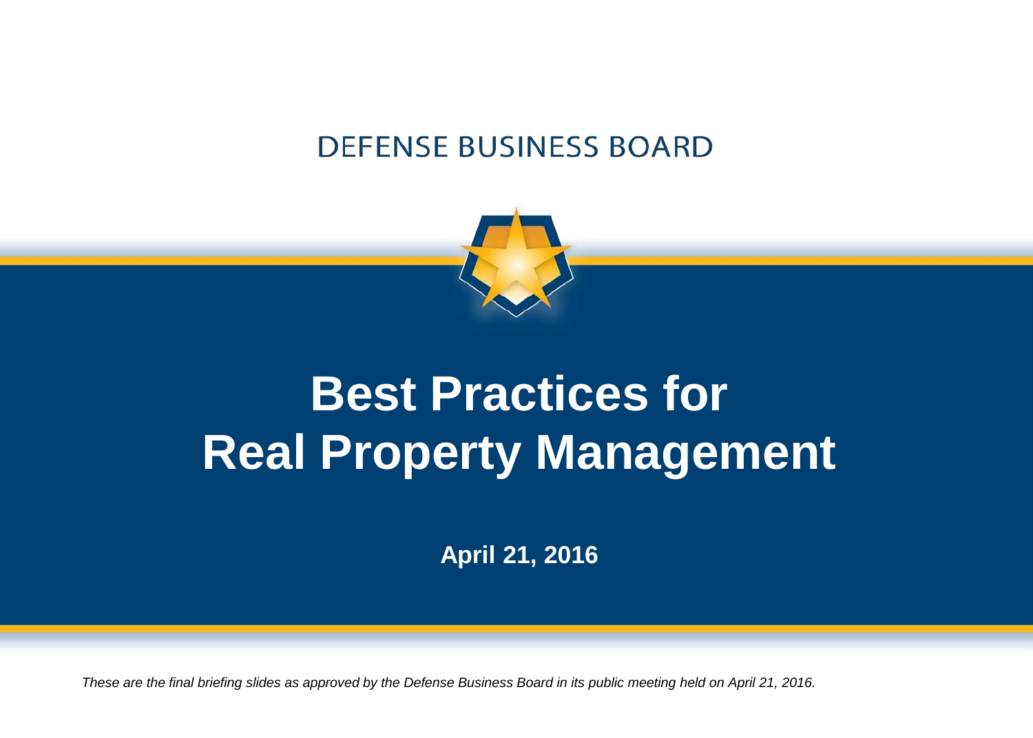DEFENSE BUSINESS BOARD

# Best Practices for Real Property Management

**April 21, 2016**

*These are the final briefing slides as approved by the Defense Business Board in its public meeting held on April 21, 2016.*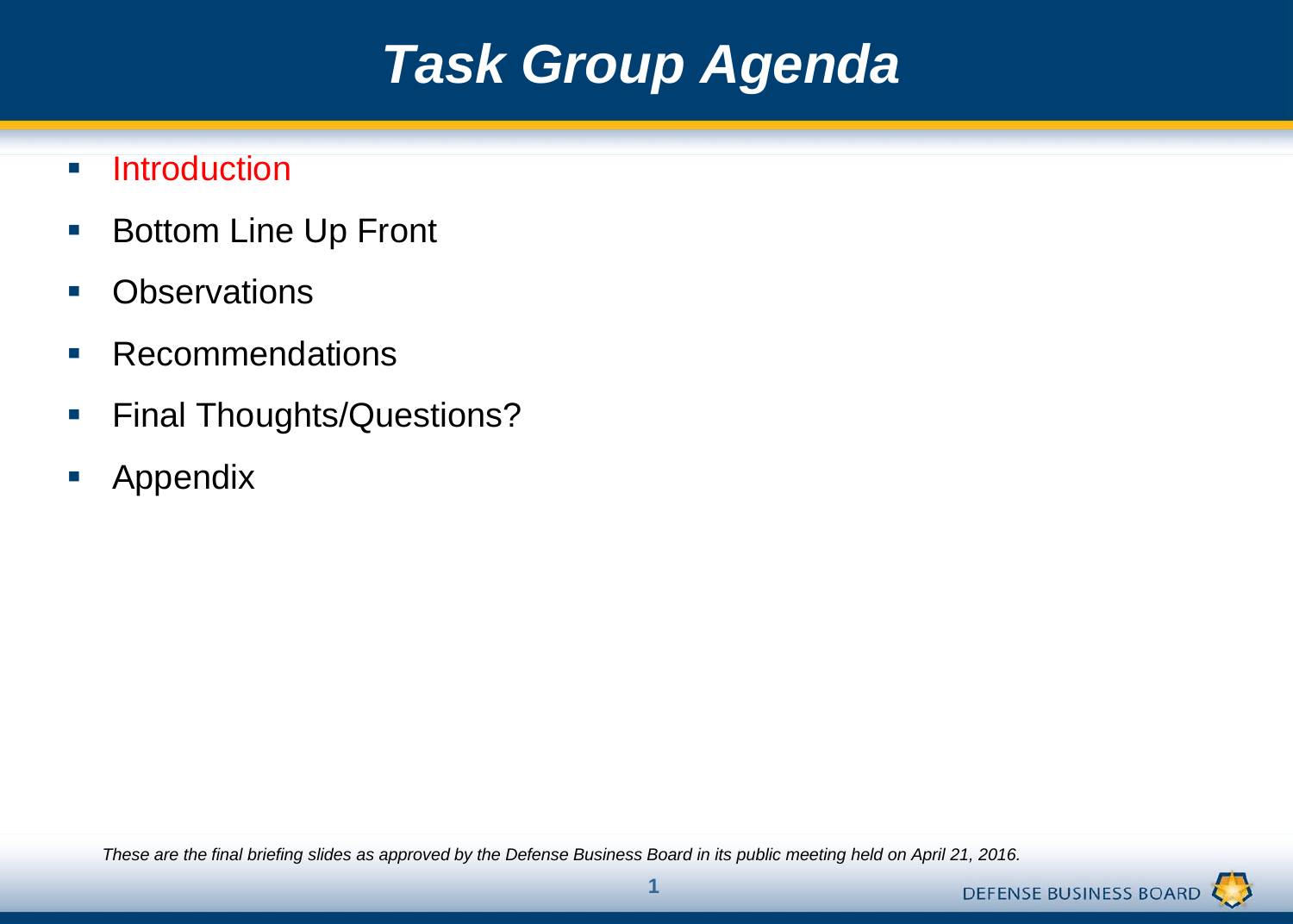# Task Group Agenda

- Introduction
- Bottom Line Up Front
- Observations
- Recommendations
- Final Thoughts/Questions?
- Appendix

*These are the final briefing slides as approved by the Defense Business Board in its public meeting held on April 21, 2016.*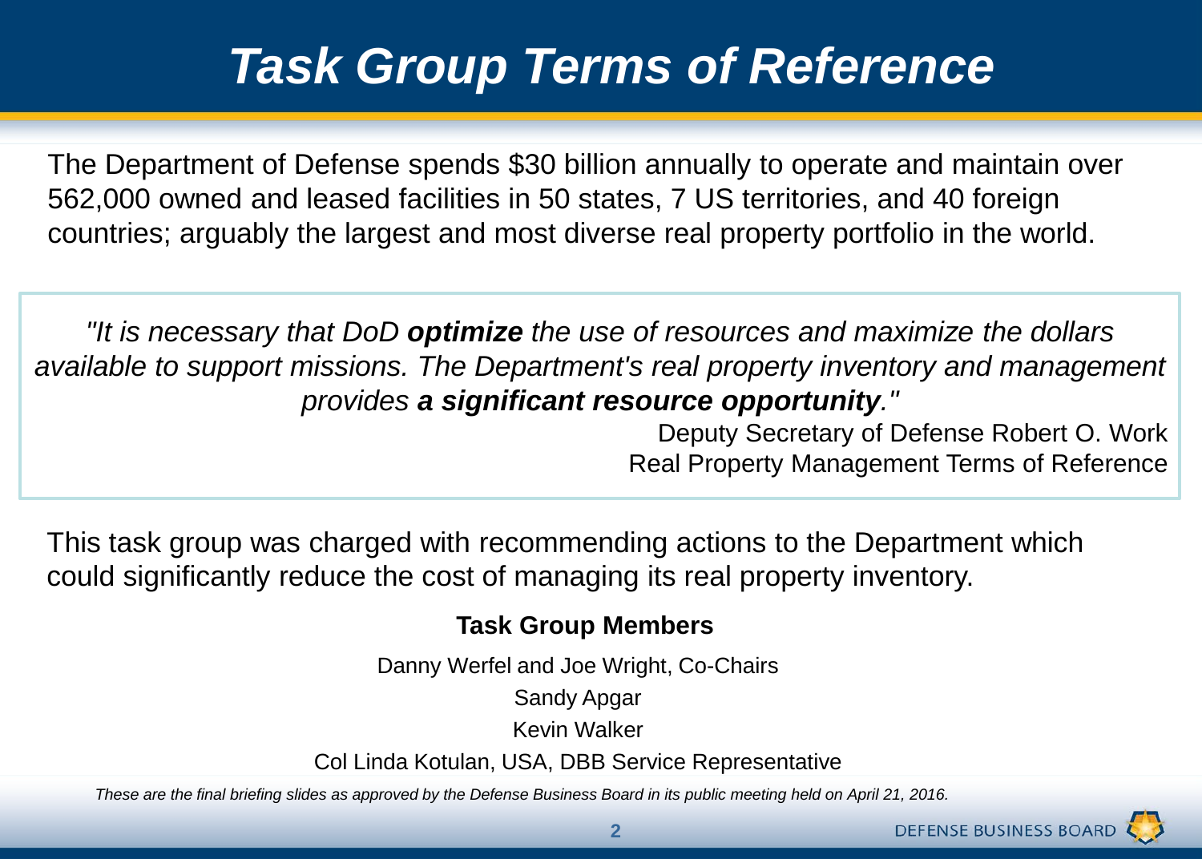# *Task Group Terms of Reference*

The Department of Defense spends $30 billion annually to operate and maintain over 562,000 owned and leased facilities in 50 states, 7 US territories, and 40 foreign countries; arguably the largest and most diverse real property portfolio in the world.

> *"It is necessary that DoD **optimize** the use of resources and maximize the dollars available to support missions. The Department's real property inventory and management provides **a significant resource opportunity**."*
>
> Deputy Secretary of Defense Robert O. Work
> Real Property Management Terms of Reference

This task group was charged with recommending actions to the Department which could significantly reduce the cost of managing its real property inventory.

**Task Group Members**

Danny Werfel and Joe Wright, Co-Chairs

Sandy Apgar

Kevin Walker

Col Linda Kotulan, USA, DBB Service Representative

*These are the final briefing slides as approved by the Defense Business Board in its public meeting held on April 21, 2016.*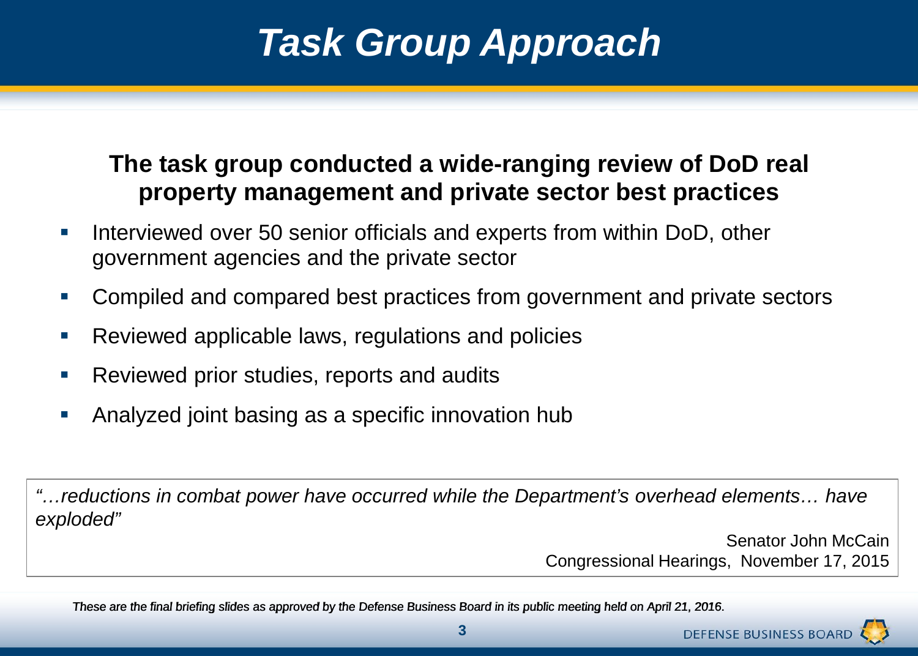# *Task Group Approach*

**The task group conducted a wide-ranging review of DoD real property management and private sector best practices**

- Interviewed over 50 senior officials and experts from within DoD, other government agencies and the private sector
- Compiled and compared best practices from government and private sectors
- Reviewed applicable laws, regulations and policies
- Reviewed prior studies, reports and audits
- Analyzed joint basing as a specific innovation hub

> *"…reductions in combat power have occurred while the Department's overhead elements… have exploded"*
>
> Senator John McCain
> Congressional Hearings, November 17, 2015

*These are the final briefing slides as approved by the Defense Business Board in its public meeting held on April 21, 2016.*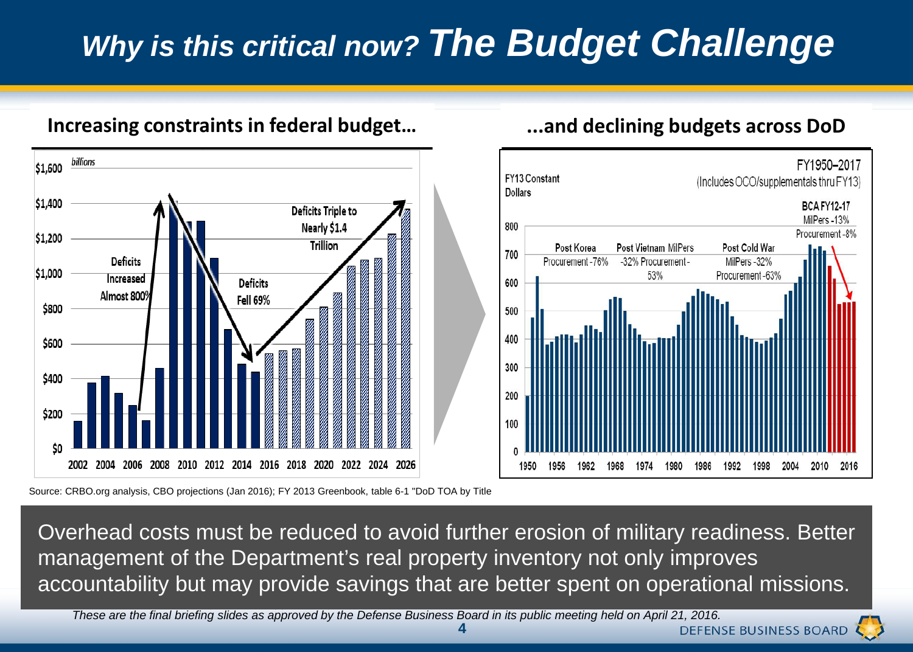# *Why is this critical now?* The Budget Challenge

**Increasing constraints in federal budget…**

billions

Deficits Increased Almost 800%

Deficits Fell 69%

Deficits Triple to Nearly $1.4 Trillion

**...and declining budgets across DoD**

FY13 Constant Dollars

FY1950–2017 (Includes OCO/supplementals thru FY13)

Post Korea Procurement -76%

Post Vietnam MilPers -32% Procurement -53%

Post Cold War MilPers -32% Procurement -63%

BCA FY12-17 MilPers -13% Procurement -8%

Source: CRBO.org analysis, CBO projections (Jan 2016); FY 2013 Greenbook, table 6-1 "DoD TOA by Title

Overhead costs must be reduced to avoid further erosion of military readiness. Better management of the Department's real property inventory not only improves accountability but may provide savings that are better spent on operational missions.

*These are the final briefing slides as approved by the Defense Business Board in its public meeting held on April 21, 2016.*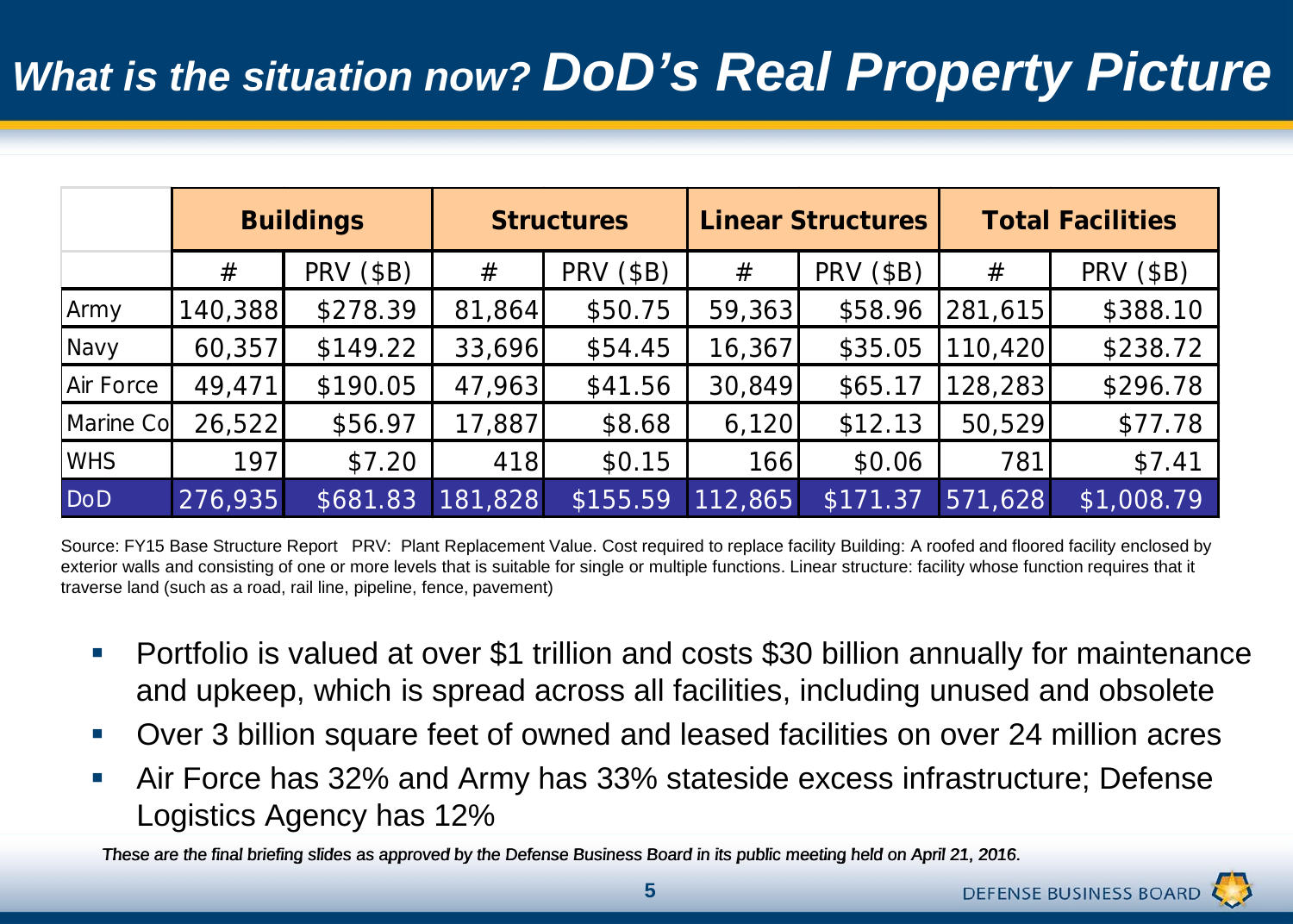# What is the situation now? DoD's Real Property Picture

| | Buildings | | Structures | | Linear Structures | | Total Facilities | |
|---|---|---|---|---|---|---|---|---|
| | # | PRV ($B) | # | PRV ($B) | # | PRV ($B) | # | PRV ($B) |
| Army | 140,388 | $278.39 | 81,864 | $50.75 | 59,363 | $58.96 | 281,615 | $388.10 |
| Navy | 60,357 | $149.22 | 33,696 | $54.45 | 16,367 | $35.05 | 110,420 | $238.72 |
| Air Force | 49,471 | $190.05 | 47,963 | $41.56 | 30,849 | $65.17 | 128,283 | $296.78 |
| Marine Co | 26,522 | $56.97 | 17,887 | $8.68 | 6,120 | $12.13 | 50,529 | $77.78 |
| WHS | 197 | $7.20 | 418 | $0.15 | 166 | $0.06 | 781 | $7.41 |
| DoD | 276,935 | $681.83 | 181,828 | $155.59 | 112,865 | $171.37 | 571,628 | $1,008.79 |

Source: FY15 Base Structure Report PRV: Plant Replacement Value. Cost required to replace facility Building: A roofed and floored facility enclosed by exterior walls and consisting of one or more levels that is suitable for single or multiple functions. Linear structure: facility whose function requires that it traverse land (such as a road, rail line, pipeline, fence, pavement)

- Portfolio is valued at over $1 trillion and costs $30 billion annually for maintenance and upkeep, which is spread across all facilities, including unused and obsolete
- Over 3 billion square feet of owned and leased facilities on over 24 million acres
- Air Force has 32% and Army has 33% stateside excess infrastructure; Defense Logistics Agency has 12%

*These are the final briefing slides as approved by the Defense Business Board in its public meeting held on April 21, 2016.*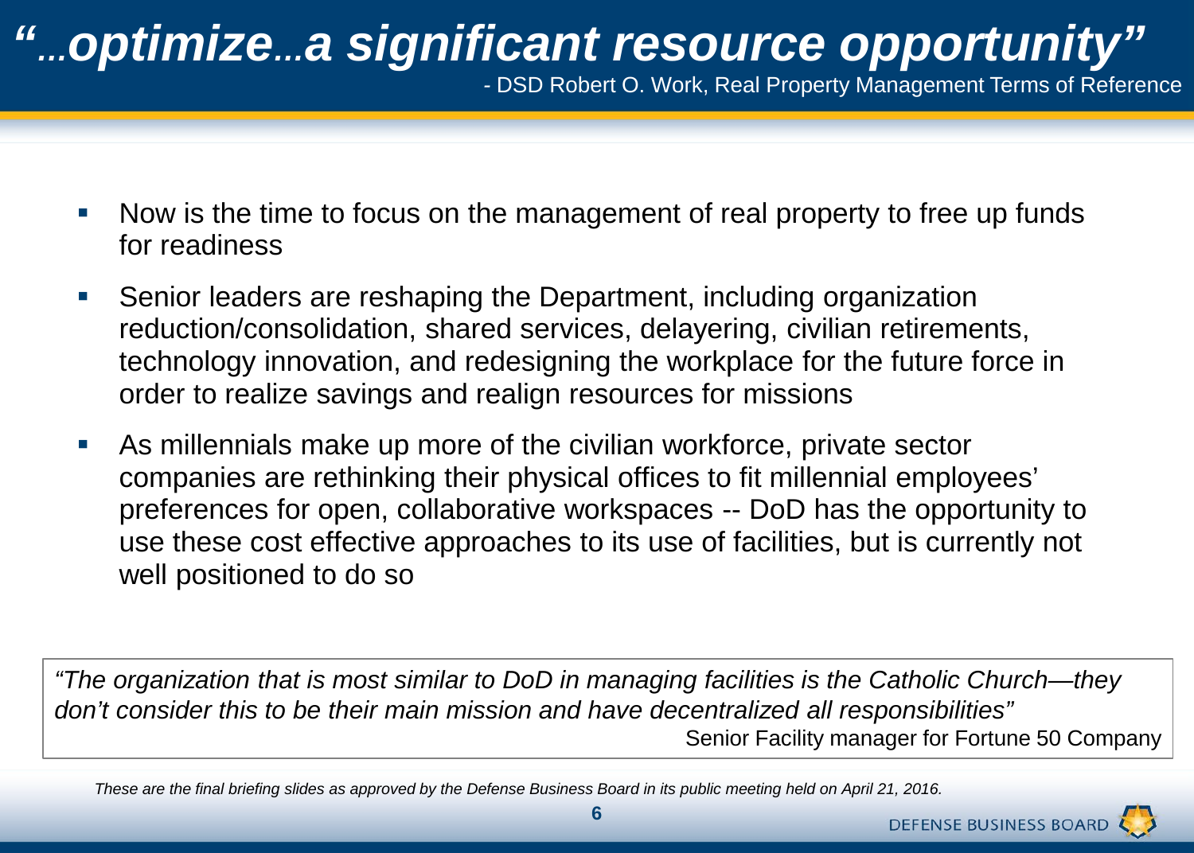# *"…optimize…a significant resource opportunity"*

- DSD Robert O. Work, Real Property Management Terms of Reference

- Now is the time to focus on the management of real property to free up funds for readiness
- Senior leaders are reshaping the Department, including organization reduction/consolidation, shared services, delayering, civilian retirements, technology innovation, and redesigning the workplace for the future force in order to realize savings and realign resources for missions
- As millennials make up more of the civilian workforce, private sector companies are rethinking their physical offices to fit millennial employees' preferences for open, collaborative workspaces -- DoD has the opportunity to use these cost effective approaches to its use of facilities, but is currently not well positioned to do so

> *"The organization that is most similar to DoD in managing facilities is the Catholic Church—they don't consider this to be their main mission and have decentralized all responsibilities"*
>
> Senior Facility manager for Fortune 50 Company

*These are the final briefing slides as approved by the Defense Business Board in its public meeting held on April 21, 2016.*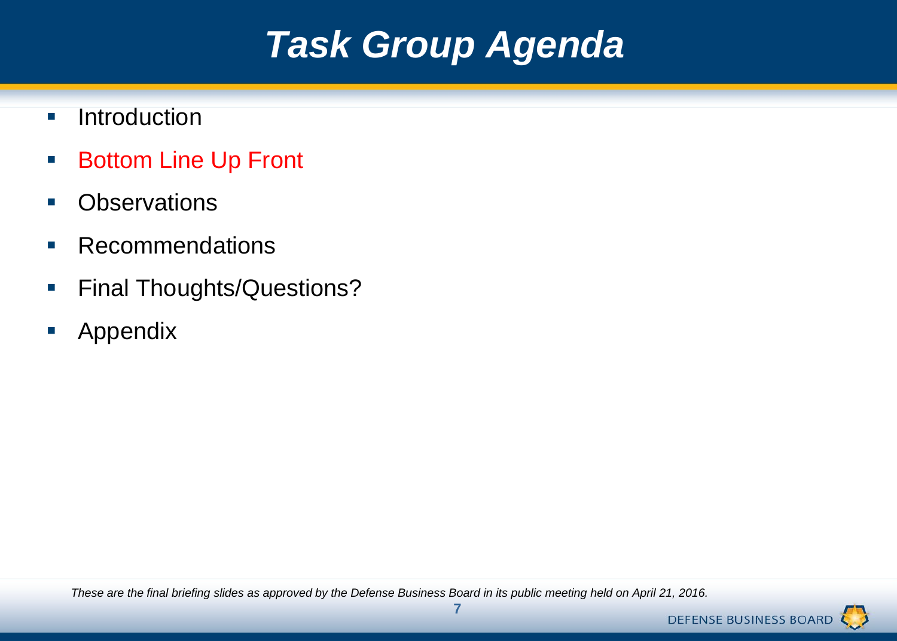# Task Group Agenda

- Introduction
- Bottom Line Up Front
- Observations
- Recommendations
- Final Thoughts/Questions?
- Appendix

*These are the final briefing slides as approved by the Defense Business Board in its public meeting held on April 21, 2016.*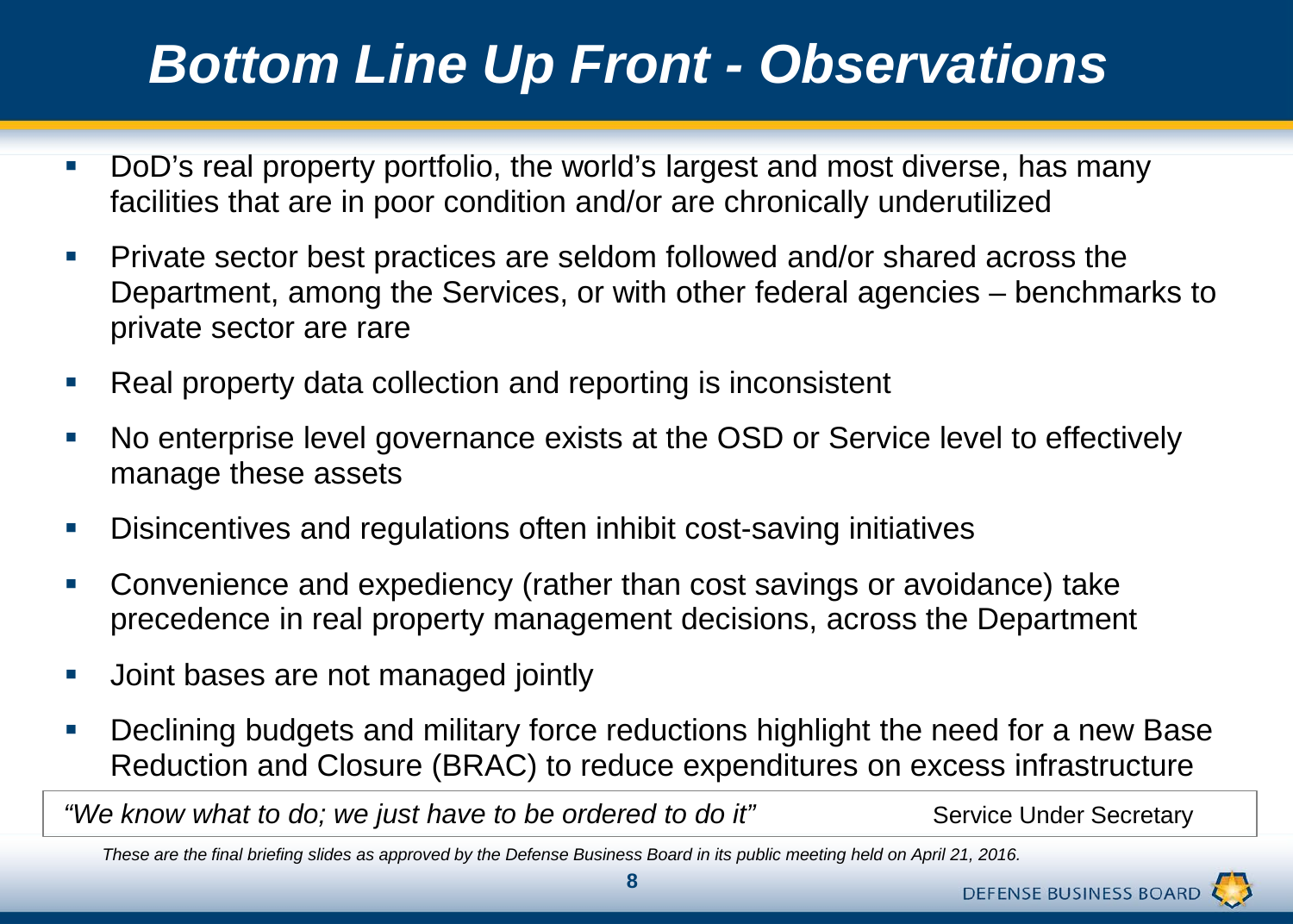# *Bottom Line Up Front - Observations*

- DoD's real property portfolio, the world's largest and most diverse, has many facilities that are in poor condition and/or are chronically underutilized
- Private sector best practices are seldom followed and/or shared across the Department, among the Services, or with other federal agencies – benchmarks to private sector are rare
- Real property data collection and reporting is inconsistent
- No enterprise level governance exists at the OSD or Service level to effectively manage these assets
- Disincentives and regulations often inhibit cost-saving initiatives
- Convenience and expediency (rather than cost savings or avoidance) take precedence in real property management decisions, across the Department
- Joint bases are not managed jointly
- Declining budgets and military force reductions highlight the need for a new Base Reduction and Closure (BRAC) to reduce expenditures on excess infrastructure

*"We know what to do; we just have to be ordered to do it"* Service Under Secretary

*These are the final briefing slides as approved by the Defense Business Board in its public meeting held on April 21, 2016.*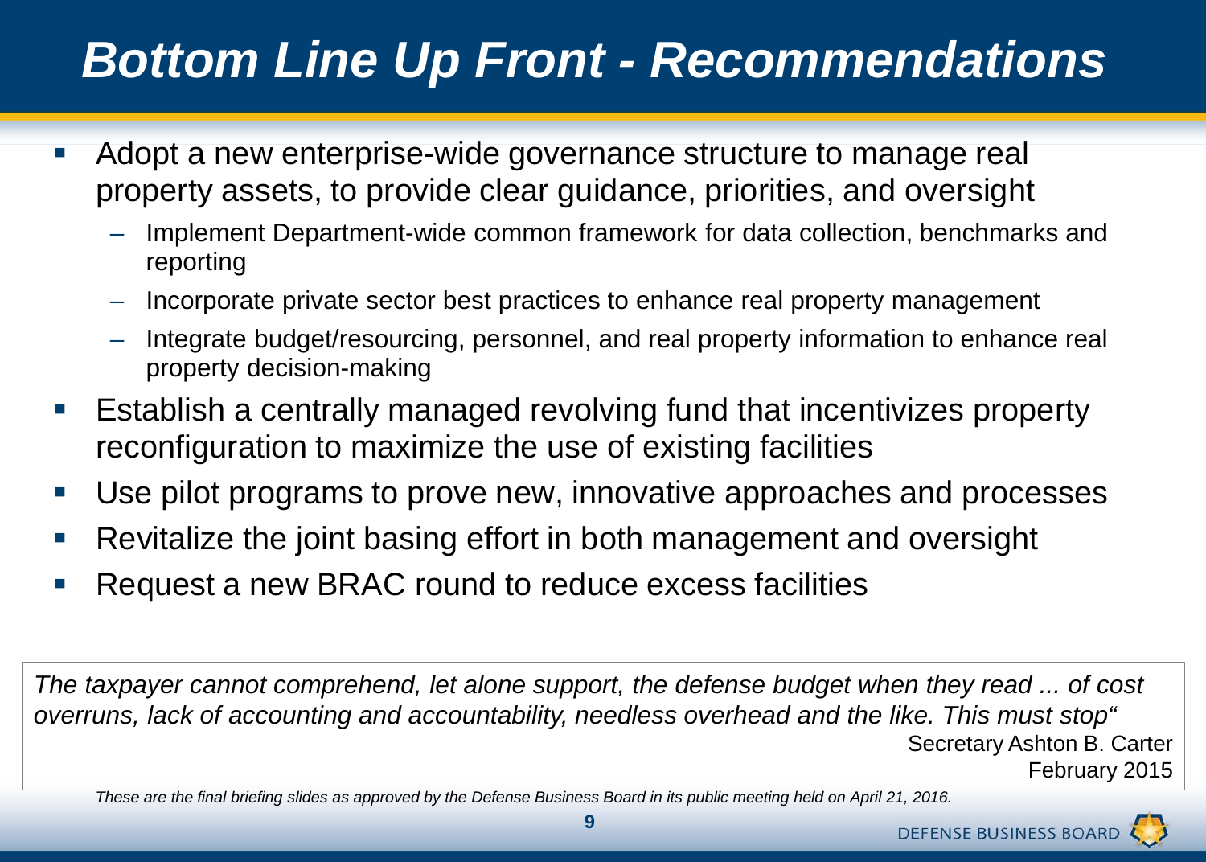# *Bottom Line Up Front - Recommendations*

- Adopt a new enterprise-wide governance structure to manage real property assets, to provide clear guidance, priorities, and oversight
  - Implement Department-wide common framework for data collection, benchmarks and reporting
  - Incorporate private sector best practices to enhance real property management
  - Integrate budget/resourcing, personnel, and real property information to enhance real property decision-making
- Establish a centrally managed revolving fund that incentivizes property reconfiguration to maximize the use of existing facilities
- Use pilot programs to prove new, innovative approaches and processes
- Revitalize the joint basing effort in both management and oversight
- Request a new BRAC round to reduce excess facilities

*The taxpayer cannot comprehend, let alone support, the defense budget when they read ... of cost overruns, lack of accounting and accountability, needless overhead and the like. This must stop"*

Secretary Ashton B. Carter
February 2015

*These are the final briefing slides as approved by the Defense Business Board in its public meeting held on April 21, 2016.*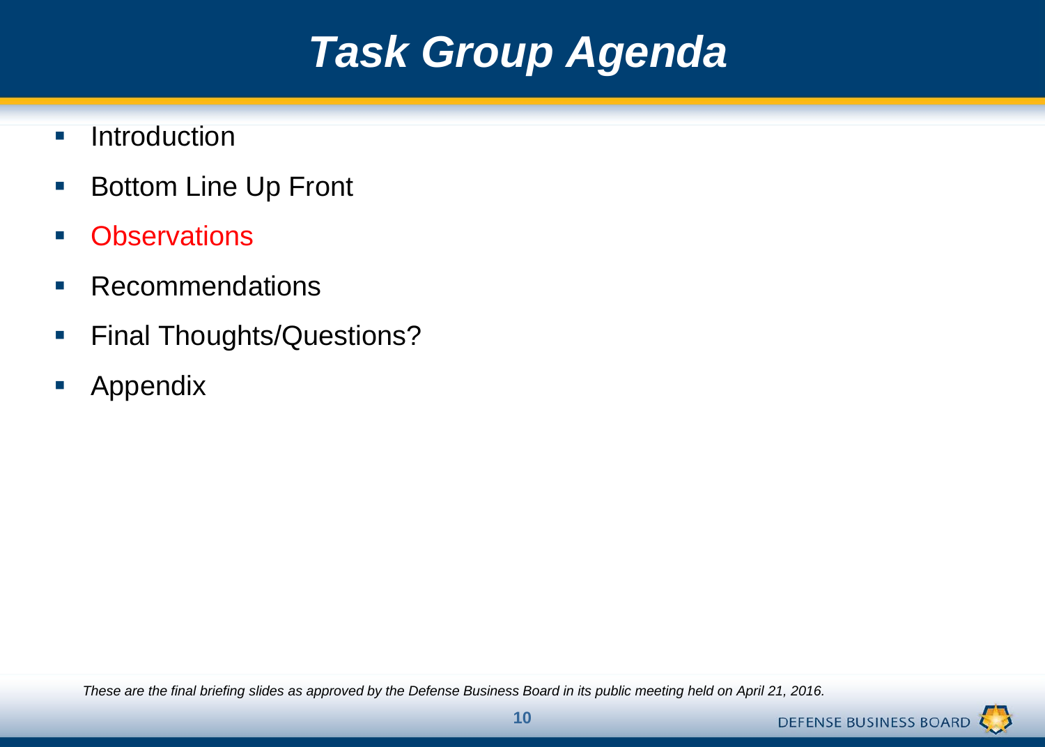# Task Group Agenda

- Introduction
- Bottom Line Up Front
- Observations
- Recommendations
- Final Thoughts/Questions?
- Appendix

*These are the final briefing slides as approved by the Defense Business Board in its public meeting held on April 21, 2016.*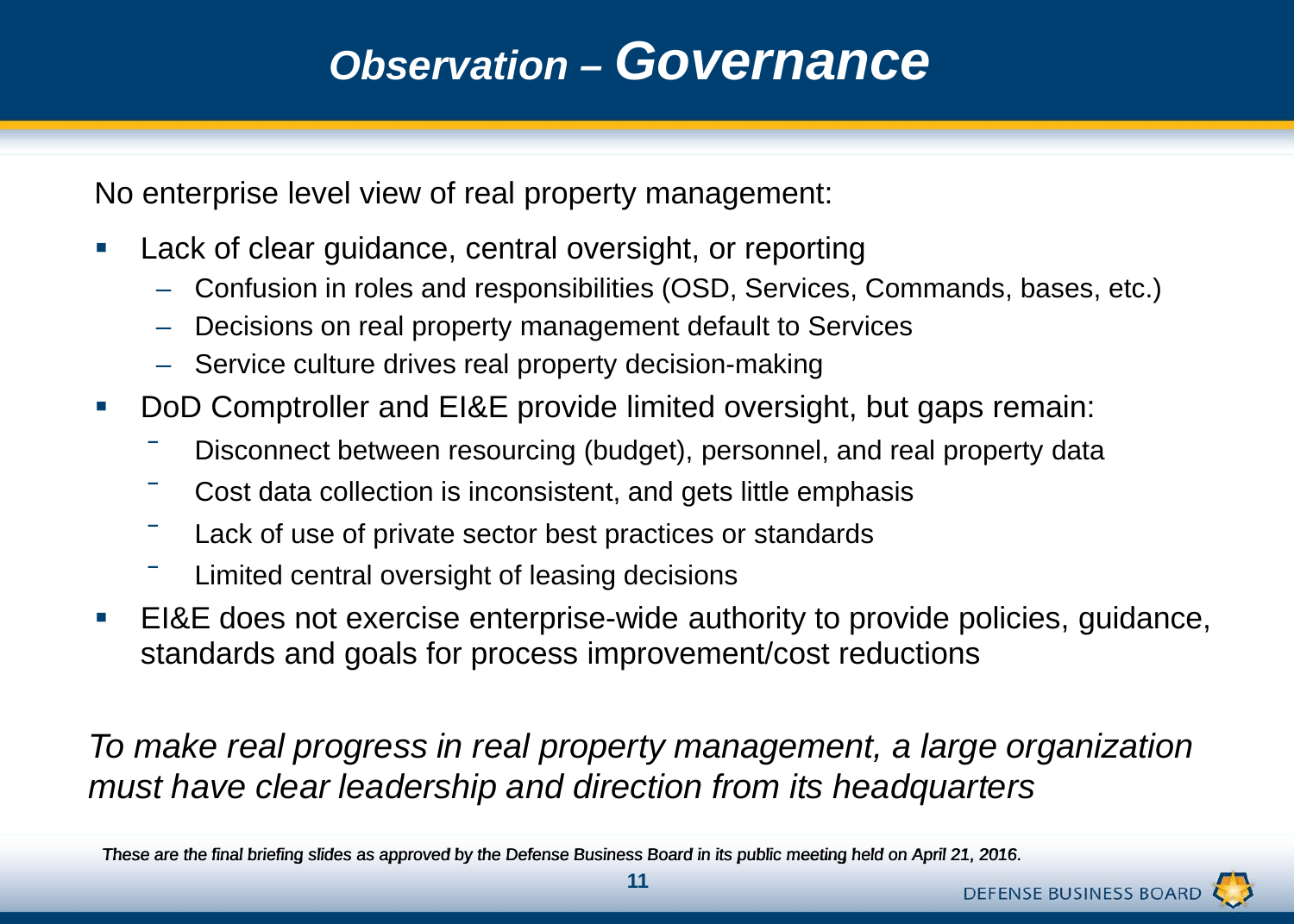# *Observation – Governance*

No enterprise level view of real property management:

- Lack of clear guidance, central oversight, or reporting
  - Confusion in roles and responsibilities (OSD, Services, Commands, bases, etc.)
  - Decisions on real property management default to Services
  - Service culture drives real property decision-making
- DoD Comptroller and EI&E provide limited oversight, but gaps remain:
  - Disconnect between resourcing (budget), personnel, and real property data
  - Cost data collection is inconsistent, and gets little emphasis
  - Lack of use of private sector best practices or standards
  - Limited central oversight of leasing decisions
- EI&E does not exercise enterprise-wide authority to provide policies, guidance, standards and goals for process improvement/cost reductions

*To make real progress in real property management, a large organization must have clear leadership and direction from its headquarters*

*These are the final briefing slides as approved by the Defense Business Board in its public meeting held on April 21, 2016.*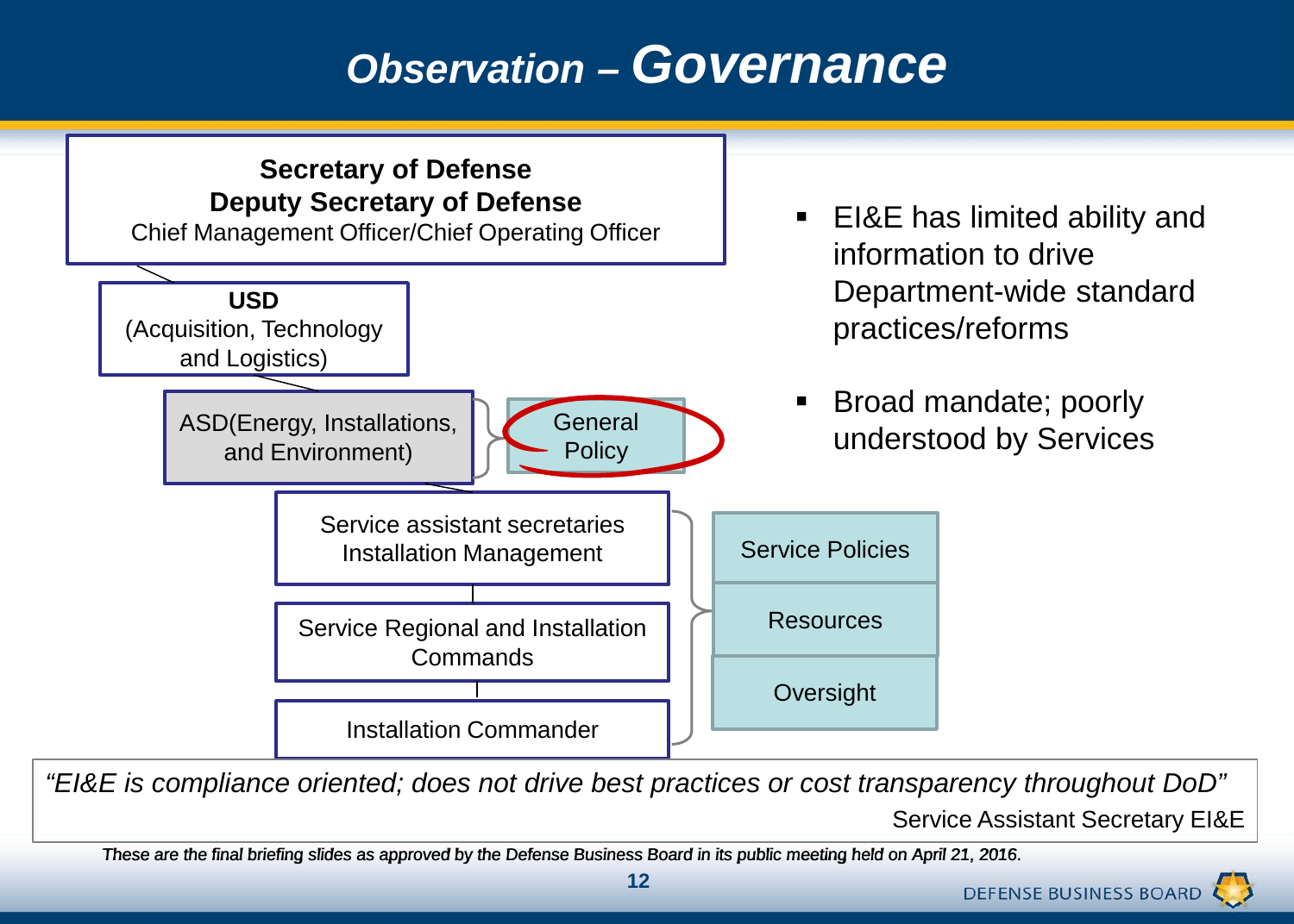# Observation – Governance

**Secretary of Defense**
**Deputy Secretary of Defense**
Chief Management Officer/Chief Operating Officer

**USD**
(Acquisition, Technology and Logistics)

ASD(Energy, Installations, and Environment) — General Policy

Service assistant secretaries Installation Management

Service Regional and Installation Commands

Installation Commander

Service Policies | Resources | Oversight

- EI&E has limited ability and information to drive Department-wide standard practices/reforms
- Broad mandate; poorly understood by Services

*"EI&E is compliance oriented; does not drive best practices or cost transparency throughout DoD"*

Service Assistant Secretary EI&E

*These are the final briefing slides as approved by the Defense Business Board in its public meeting held on April 21, 2016.*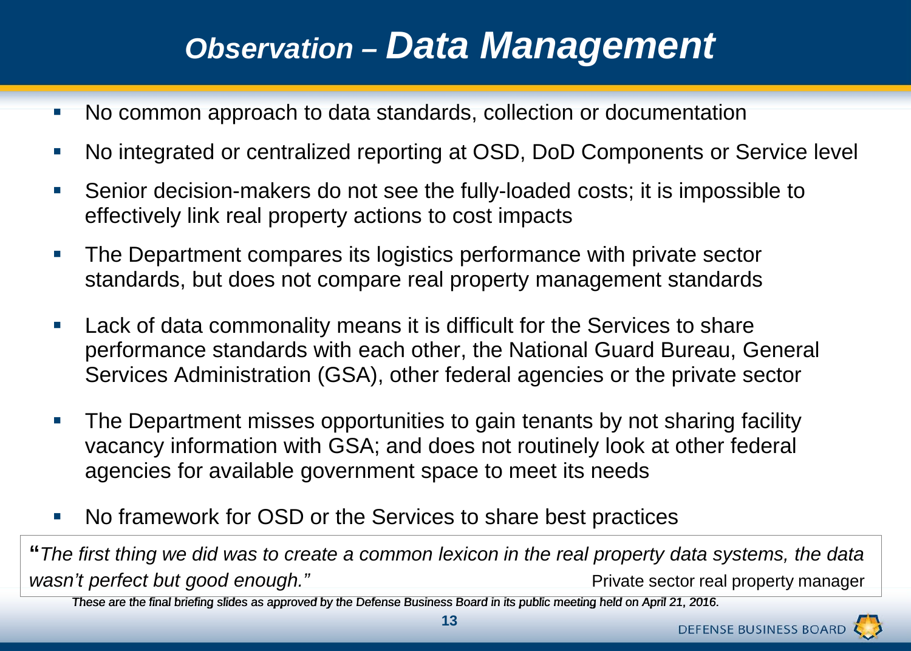# *Observation – Data Management*

- No common approach to data standards, collection or documentation
- No integrated or centralized reporting at OSD, DoD Components or Service level
- Senior decision-makers do not see the fully-loaded costs; it is impossible to effectively link real property actions to cost impacts
- The Department compares its logistics performance with private sector standards, but does not compare real property management standards
- Lack of data commonality means it is difficult for the Services to share performance standards with each other, the National Guard Bureau, General Services Administration (GSA), other federal agencies or the private sector
- The Department misses opportunities to gain tenants by not sharing facility vacancy information with GSA; and does not routinely look at other federal agencies for available government space to meet its needs
- No framework for OSD or the Services to share best practices

"*The first thing we did was to create a common lexicon in the real property data systems, the data wasn't perfect but good enough."* Private sector real property manager

*These are the final briefing slides as approved by the Defense Business Board in its public meeting held on April 21, 2016.*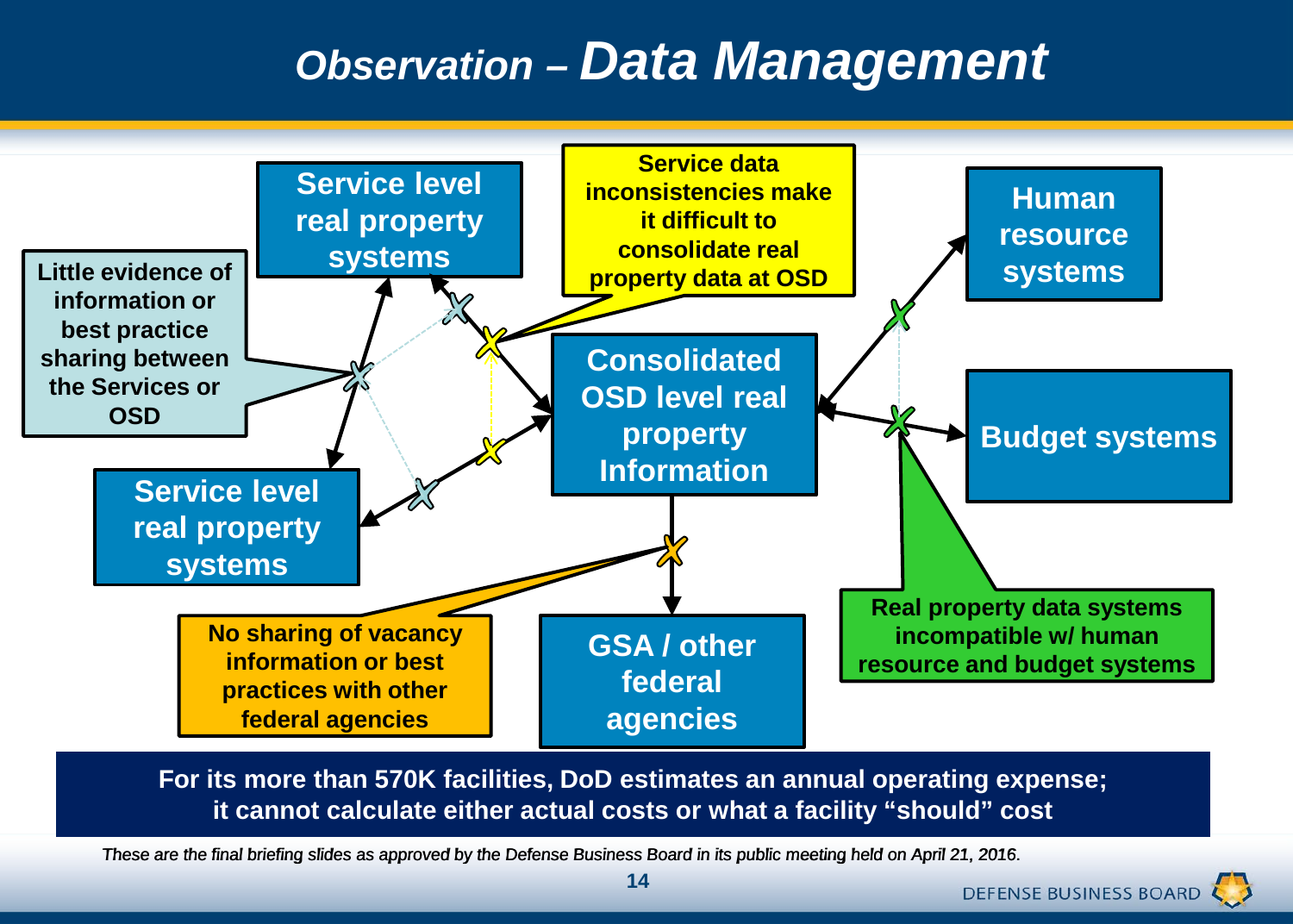# Observation – Data Management

Service level real property systems

Service level real property systems

Consolidated OSD level real property Information

Human resource systems

Budget systems

GSA / other federal agencies

Little evidence of information or best practice sharing between the Services or OSD

Service data inconsistencies make it difficult to consolidate real property data at OSD

No sharing of vacancy information or best practices with other federal agencies

Real property data systems incompatible w/ human resource and budget systems

**For its more than 570K facilities, DoD estimates an annual operating expense; it cannot calculate either actual costs or what a facility "should" cost**

*These are the final briefing slides as approved by the Defense Business Board in its public meeting held on April 21, 2016.*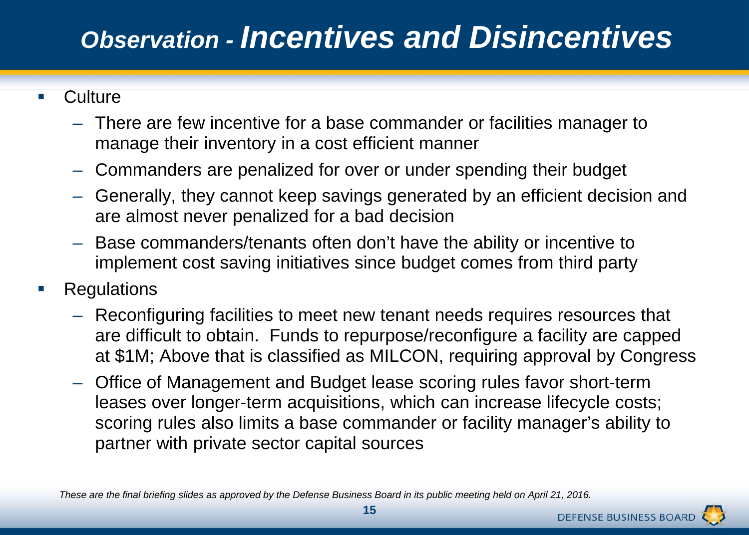# *Observation - Incentives and Disincentives*

- Culture
  - There are few incentive for a base commander or facilities manager to manage their inventory in a cost efficient manner
  - Commanders are penalized for over or under spending their budget
  - Generally, they cannot keep savings generated by an efficient decision and are almost never penalized for a bad decision
  - Base commanders/tenants often don't have the ability or incentive to implement cost saving initiatives since budget comes from third party
- Regulations
  - Reconfiguring facilities to meet new tenant needs requires resources that are difficult to obtain. Funds to repurpose/reconfigure a facility are capped at $1M; Above that is classified as MILCON, requiring approval by Congress
  - Office of Management and Budget lease scoring rules favor short-term leases over longer-term acquisitions, which can increase lifecycle costs; scoring rules also limits a base commander or facility manager's ability to partner with private sector capital sources

*These are the final briefing slides as approved by the Defense Business Board in its public meeting held on April 21, 2016.*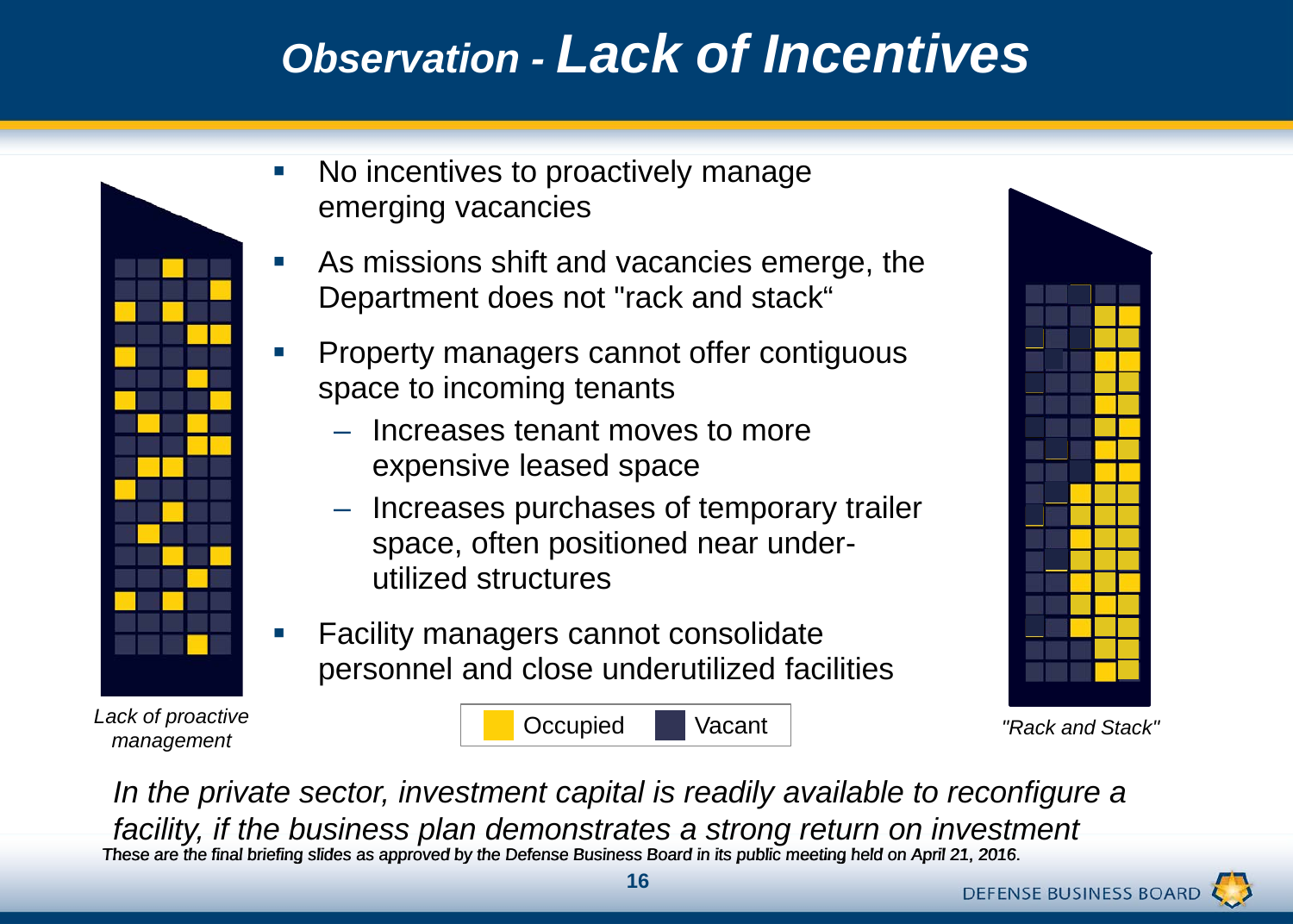# Observation - Lack of Incentives

- No incentives to proactively manage emerging vacancies
- As missions shift and vacancies emerge, the Department does not "rack and stack“
- Property managers cannot offer contiguous space to incoming tenants
  - Increases tenant moves to more expensive leased space
  - Increases purchases of temporary trailer space, often positioned near under-utilized structures
- Facility managers cannot consolidate personnel and close underutilized facilities

*Lack of proactive management*

Occupied Vacant

*"Rack and Stack"*

*In the private sector, investment capital is readily available to reconfigure a facility, if the business plan demonstrates a strong return on investment*

*These are the final briefing slides as approved by the Defense Business Board in its public meeting held on April 21, 2016.*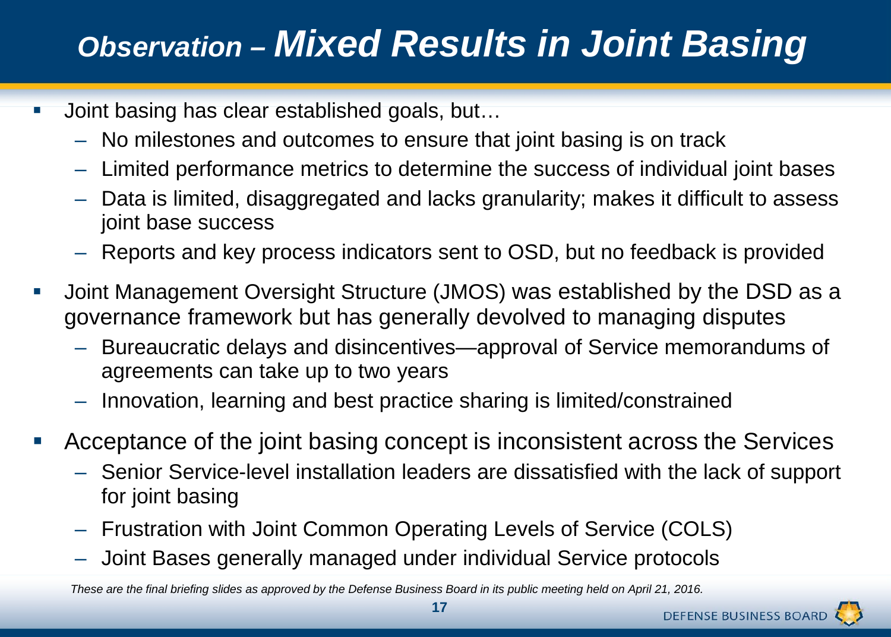# *Observation – Mixed Results in Joint Basing*

- Joint basing has clear established goals, but…
  - No milestones and outcomes to ensure that joint basing is on track
  - Limited performance metrics to determine the success of individual joint bases
  - Data is limited, disaggregated and lacks granularity; makes it difficult to assess joint base success
  - Reports and key process indicators sent to OSD, but no feedback is provided
- Joint Management Oversight Structure (JMOS) was established by the DSD as a governance framework but has generally devolved to managing disputes
  - Bureaucratic delays and disincentives—approval of Service memorandums of agreements can take up to two years
  - Innovation, learning and best practice sharing is limited/constrained
- Acceptance of the joint basing concept is inconsistent across the Services
  - Senior Service-level installation leaders are dissatisfied with the lack of support for joint basing
  - Frustration with Joint Common Operating Levels of Service (COLS)
  - Joint Bases generally managed under individual Service protocols

*These are the final briefing slides as approved by the Defense Business Board in its public meeting held on April 21, 2016.*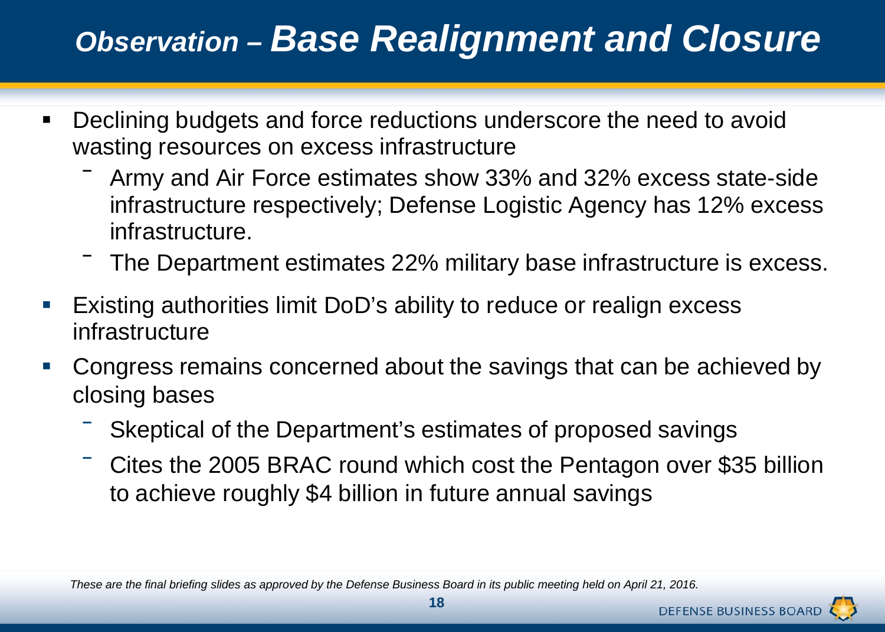# *Observation – Base Realignment and Closure*

- Declining budgets and force reductions underscore the need to avoid wasting resources on excess infrastructure
  - Army and Air Force estimates show 33% and 32% excess state-side infrastructure respectively; Defense Logistic Agency has 12% excess infrastructure.
  - The Department estimates 22% military base infrastructure is excess.
- Existing authorities limit DoD's ability to reduce or realign excess infrastructure
- Congress remains concerned about the savings that can be achieved by closing bases
  - Skeptical of the Department's estimates of proposed savings
  - Cites the 2005 BRAC round which cost the Pentagon over $35 billion to achieve roughly $4 billion in future annual savings

*These are the final briefing slides as approved by the Defense Business Board in its public meeting held on April 21, 2016.*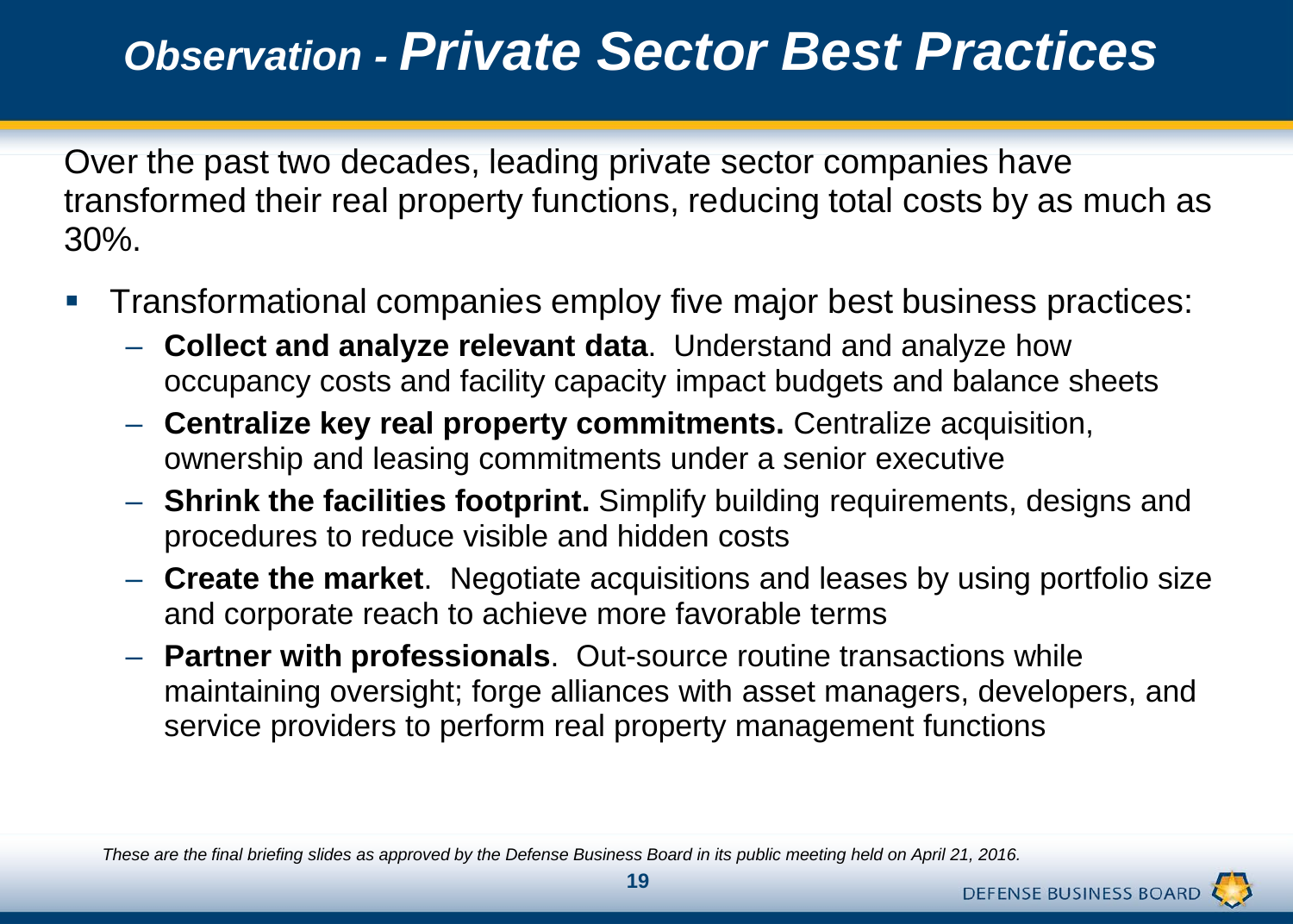# *Observation - Private Sector Best Practices*

Over the past two decades, leading private sector companies have transformed their real property functions, reducing total costs by as much as 30%.

- Transformational companies employ five major best business practices:
  - **Collect and analyze relevant data**. Understand and analyze how occupancy costs and facility capacity impact budgets and balance sheets
  - **Centralize key real property commitments.** Centralize acquisition, ownership and leasing commitments under a senior executive
  - **Shrink the facilities footprint.** Simplify building requirements, designs and procedures to reduce visible and hidden costs
  - **Create the market**. Negotiate acquisitions and leases by using portfolio size and corporate reach to achieve more favorable terms
  - **Partner with professionals**. Out-source routine transactions while maintaining oversight; forge alliances with asset managers, developers, and service providers to perform real property management functions

*These are the final briefing slides as approved by the Defense Business Board in its public meeting held on April 21, 2016.*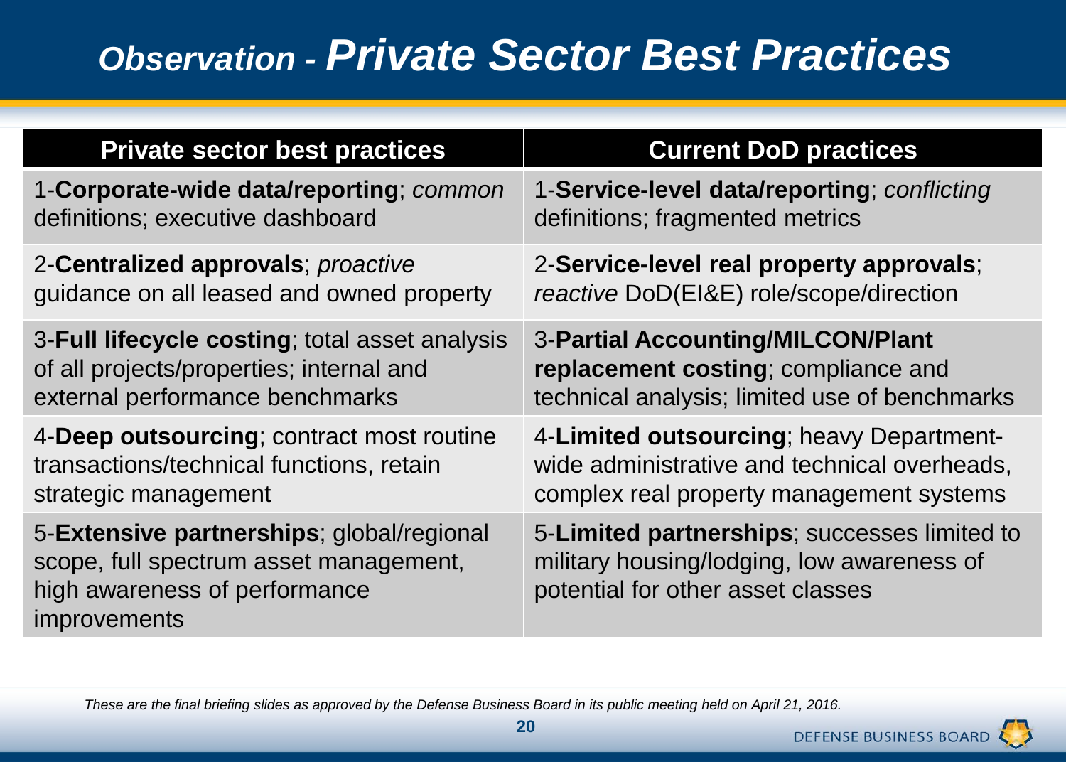# *Observation - Private Sector Best Practices*

| Private sector best practices | Current DoD practices |
|---|---|
| 1-**Corporate-wide data/reporting**; *common* definitions; executive dashboard | 1-**Service-level data/reporting**; *conflicting* definitions; fragmented metrics |
| 2-**Centralized approvals**; *proactive* guidance on all leased and owned property | 2-**Service-level real property approvals**; *reactive* DoD(EI&E) role/scope/direction |
| 3-**Full lifecycle costing**; total asset analysis of all projects/properties; internal and external performance benchmarks | 3-**Partial Accounting/MILCON/Plant replacement costing**; compliance and technical analysis; limited use of benchmarks |
| 4-**Deep outsourcing**; contract most routine transactions/technical functions, retain strategic management | 4-**Limited outsourcing**; heavy Department-wide administrative and technical overheads, complex real property management systems |
| 5-**Extensive partnerships**; global/regional scope, full spectrum asset management, high awareness of performance improvements | 5-**Limited partnerships**; successes limited to military housing/lodging, low awareness of potential for other asset classes |

*These are the final briefing slides as approved by the Defense Business Board in its public meeting held on April 21, 2016.*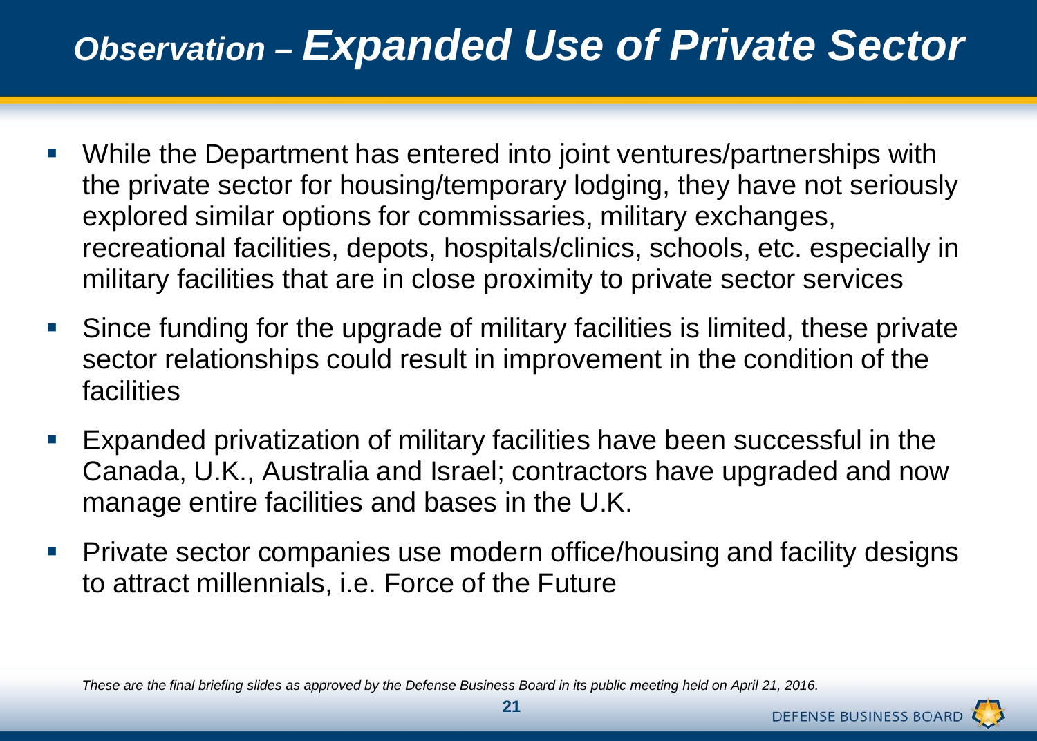# *Observation – Expanded Use of Private Sector*

- While the Department has entered into joint ventures/partnerships with the private sector for housing/temporary lodging, they have not seriously explored similar options for commissaries, military exchanges, recreational facilities, depots, hospitals/clinics, schools, etc. especially in military facilities that are in close proximity to private sector services
- Since funding for the upgrade of military facilities is limited, these private sector relationships could result in improvement in the condition of the facilities
- Expanded privatization of military facilities have been successful in the Canada, U.K., Australia and Israel; contractors have upgraded and now manage entire facilities and bases in the U.K.
- Private sector companies use modern office/housing and facility designs to attract millennials, i.e. Force of the Future

*These are the final briefing slides as approved by the Defense Business Board in its public meeting held on April 21, 2016.*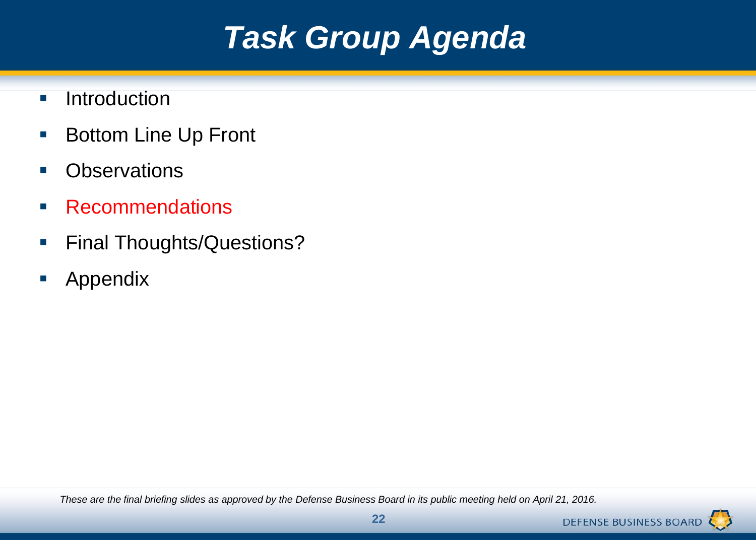# *Task Group Agenda*

- Introduction
- Bottom Line Up Front
- Observations
- Recommendations
- Final Thoughts/Questions?
- Appendix

*These are the final briefing slides as approved by the Defense Business Board in its public meeting held on April 21, 2016.*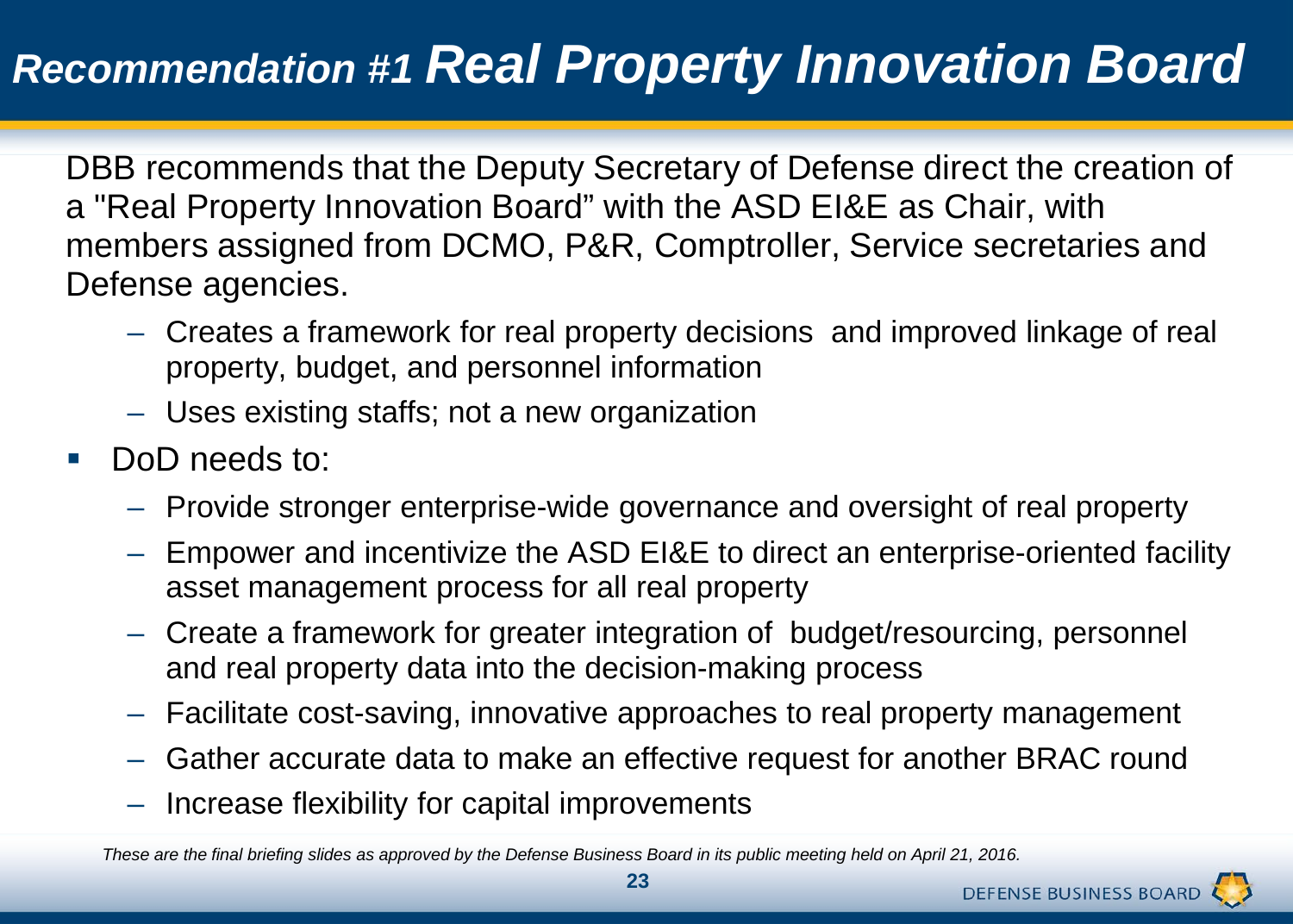# *Recommendation #1 Real Property Innovation Board*

DBB recommends that the Deputy Secretary of Defense direct the creation of a "Real Property Innovation Board" with the ASD EI&E as Chair, with members assigned from DCMO, P&R, Comptroller, Service secretaries and Defense agencies.

- Creates a framework for real property decisions and improved linkage of real property, budget, and personnel information
- Uses existing staffs; not a new organization

- DoD needs to:
  - Provide stronger enterprise-wide governance and oversight of real property
  - Empower and incentivize the ASD EI&E to direct an enterprise-oriented facility asset management process for all real property
  - Create a framework for greater integration of budget/resourcing, personnel and real property data into the decision-making process
  - Facilitate cost-saving, innovative approaches to real property management
  - Gather accurate data to make an effective request for another BRAC round
  - Increase flexibility for capital improvements

*These are the final briefing slides as approved by the Defense Business Board in its public meeting held on April 21, 2016.*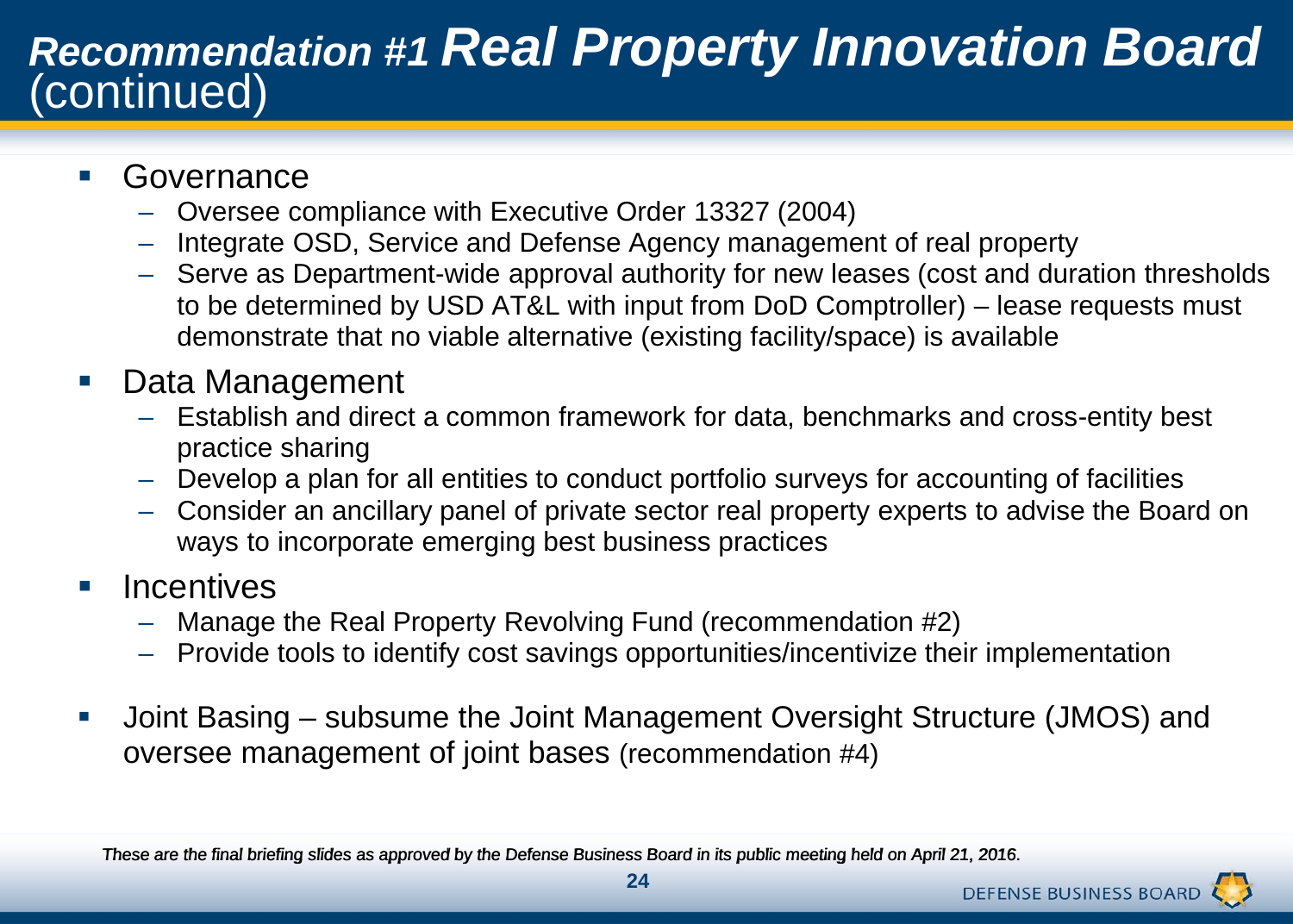# *Recommendation #1 Real Property Innovation Board* (continued)

- Governance
  - Oversee compliance with Executive Order 13327 (2004)
  - Integrate OSD, Service and Defense Agency management of real property
  - Serve as Department-wide approval authority for new leases (cost and duration thresholds to be determined by USD AT&L with input from DoD Comptroller) – lease requests must demonstrate that no viable alternative (existing facility/space) is available
- Data Management
  - Establish and direct a common framework for data, benchmarks and cross-entity best practice sharing
  - Develop a plan for all entities to conduct portfolio surveys for accounting of facilities
  - Consider an ancillary panel of private sector real property experts to advise the Board on ways to incorporate emerging best business practices
- Incentives
  - Manage the Real Property Revolving Fund (recommendation #2)
  - Provide tools to identify cost savings opportunities/incentivize their implementation
- Joint Basing – subsume the Joint Management Oversight Structure (JMOS) and oversee management of joint bases (recommendation #4)

*These are the final briefing slides as approved by the Defense Business Board in its public meeting held on April 21, 2016.*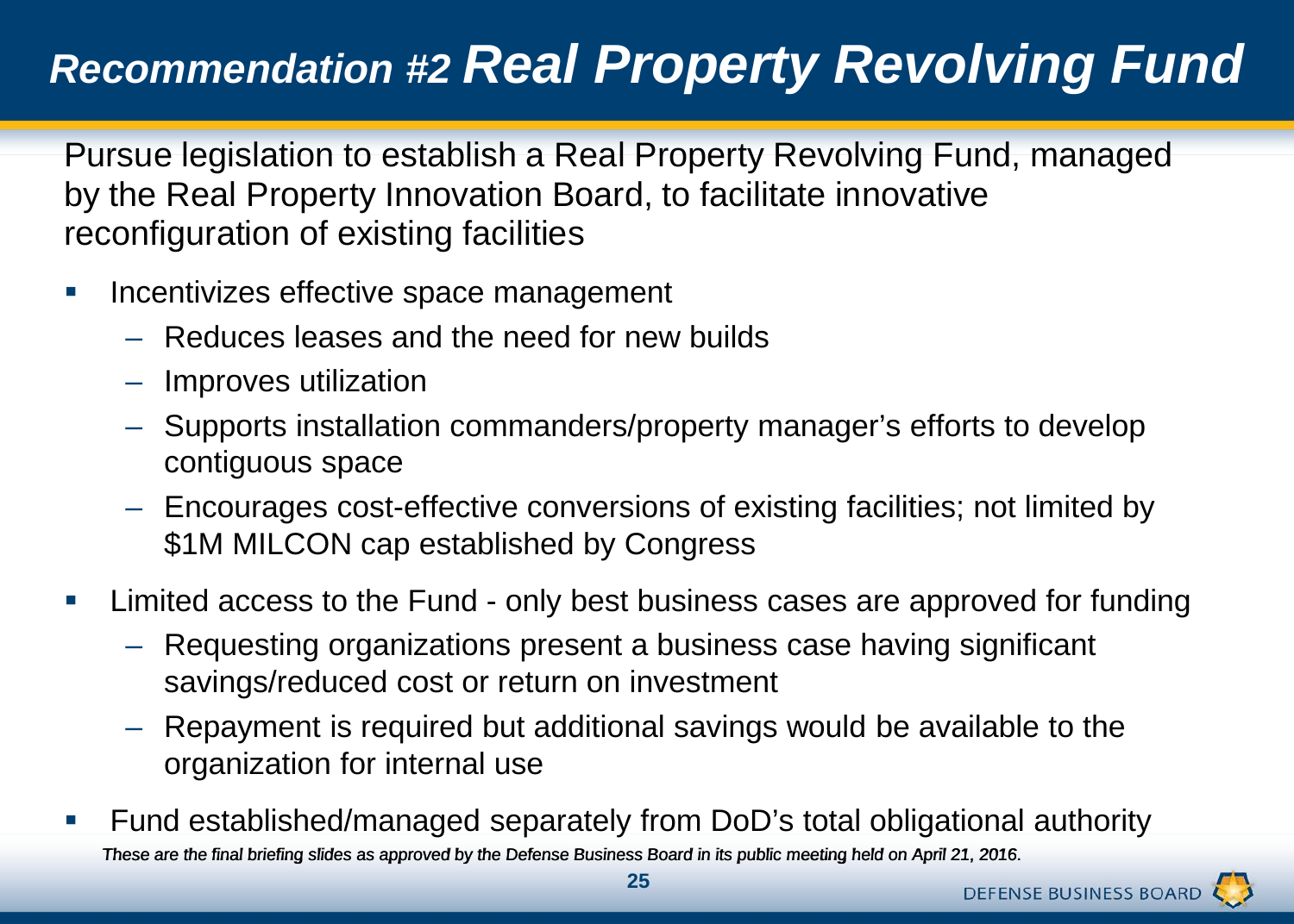# Recommendation #2 Real Property Revolving Fund

Pursue legislation to establish a Real Property Revolving Fund, managed by the Real Property Innovation Board, to facilitate innovative reconfiguration of existing facilities

- Incentivizes effective space management
  - Reduces leases and the need for new builds
  - Improves utilization
  - Supports installation commanders/property manager's efforts to develop contiguous space
  - Encourages cost-effective conversions of existing facilities; not limited by $1M MILCON cap established by Congress
- Limited access to the Fund - only best business cases are approved for funding
  - Requesting organizations present a business case having significant savings/reduced cost or return on investment
  - Repayment is required but additional savings would be available to the organization for internal use
- Fund established/managed separately from DoD's total obligational authority

*These are the final briefing slides as approved by the Defense Business Board in its public meeting held on April 21, 2016.*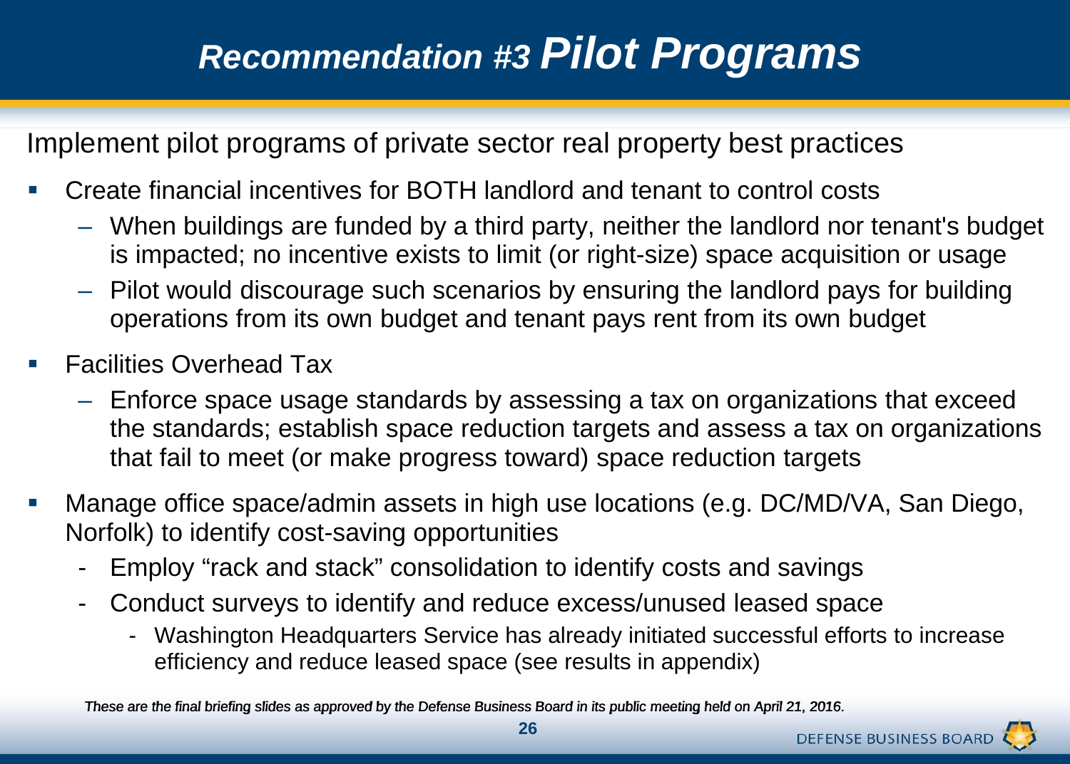# *Recommendation #3 Pilot Programs*

Implement pilot programs of private sector real property best practices

- Create financial incentives for BOTH landlord and tenant to control costs
  - When buildings are funded by a third party, neither the landlord nor tenant's budget is impacted; no incentive exists to limit (or right-size) space acquisition or usage
  - Pilot would discourage such scenarios by ensuring the landlord pays for building operations from its own budget and tenant pays rent from its own budget
- Facilities Overhead Tax
  - Enforce space usage standards by assessing a tax on organizations that exceed the standards; establish space reduction targets and assess a tax on organizations that fail to meet (or make progress toward) space reduction targets
- Manage office space/admin assets in high use locations (e.g. DC/MD/VA, San Diego, Norfolk) to identify cost-saving opportunities
  - Employ "rack and stack" consolidation to identify costs and savings
  - Conduct surveys to identify and reduce excess/unused leased space
    - Washington Headquarters Service has already initiated successful efforts to increase efficiency and reduce leased space (see results in appendix)

*These are the final briefing slides as approved by the Defense Business Board in its public meeting held on April 21, 2016.*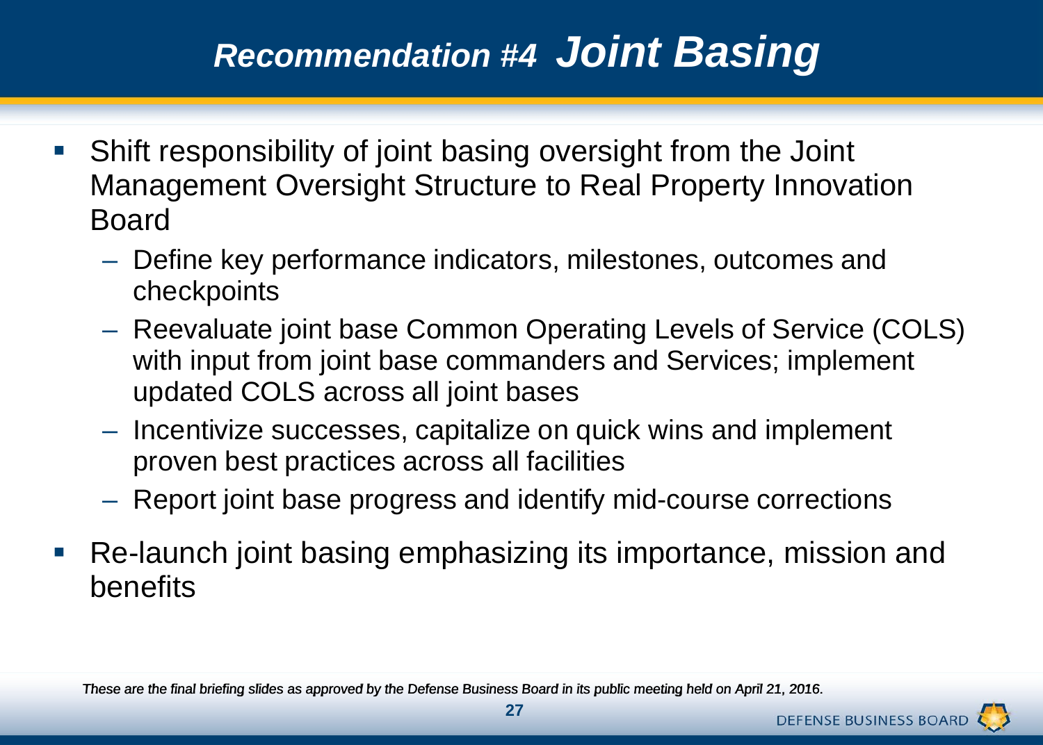# *Recommendation #4 Joint Basing*

- Shift responsibility of joint basing oversight from the Joint Management Oversight Structure to Real Property Innovation Board
  - Define key performance indicators, milestones, outcomes and checkpoints
  - Reevaluate joint base Common Operating Levels of Service (COLS) with input from joint base commanders and Services; implement updated COLS across all joint bases
  - Incentivize successes, capitalize on quick wins and implement proven best practices across all facilities
  - Report joint base progress and identify mid-course corrections
- Re-launch joint basing emphasizing its importance, mission and benefits

*These are the final briefing slides as approved by the Defense Business Board in its public meeting held on April 21, 2016.*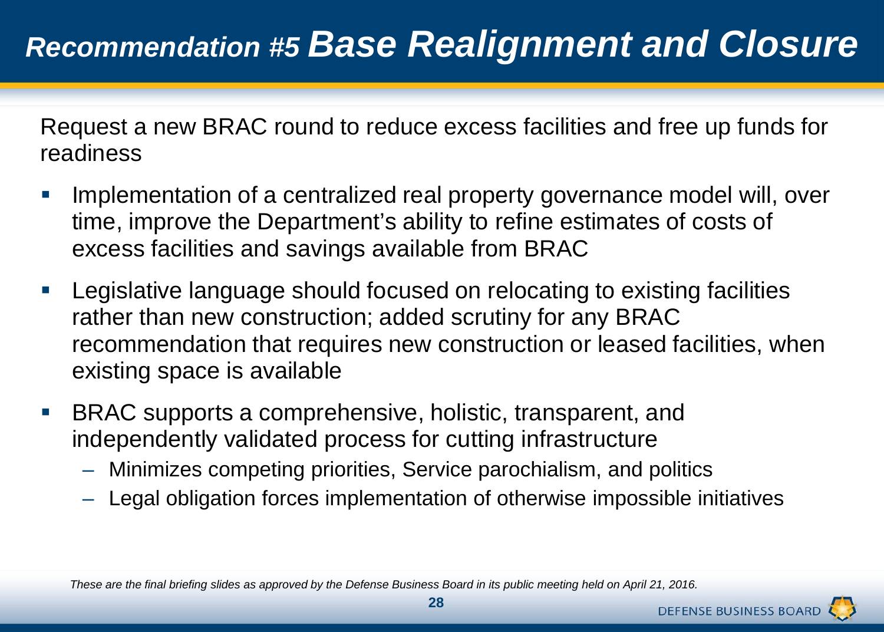# *Recommendation #5 Base Realignment and Closure*

Request a new BRAC round to reduce excess facilities and free up funds for readiness

- Implementation of a centralized real property governance model will, over time, improve the Department's ability to refine estimates of costs of excess facilities and savings available from BRAC
- Legislative language should focused on relocating to existing facilities rather than new construction; added scrutiny for any BRAC recommendation that requires new construction or leased facilities, when existing space is available
- BRAC supports a comprehensive, holistic, transparent, and independently validated process for cutting infrastructure
  - Minimizes competing priorities, Service parochialism, and politics
  - Legal obligation forces implementation of otherwise impossible initiatives

*These are the final briefing slides as approved by the Defense Business Board in its public meeting held on April 21, 2016.*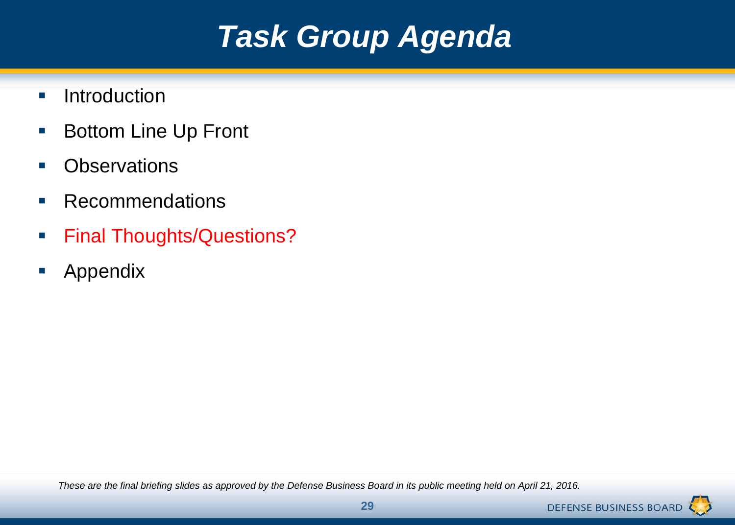# Task Group Agenda

- Introduction
- Bottom Line Up Front
- Observations
- Recommendations
- Final Thoughts/Questions?
- Appendix

*These are the final briefing slides as approved by the Defense Business Board in its public meeting held on April 21, 2016.*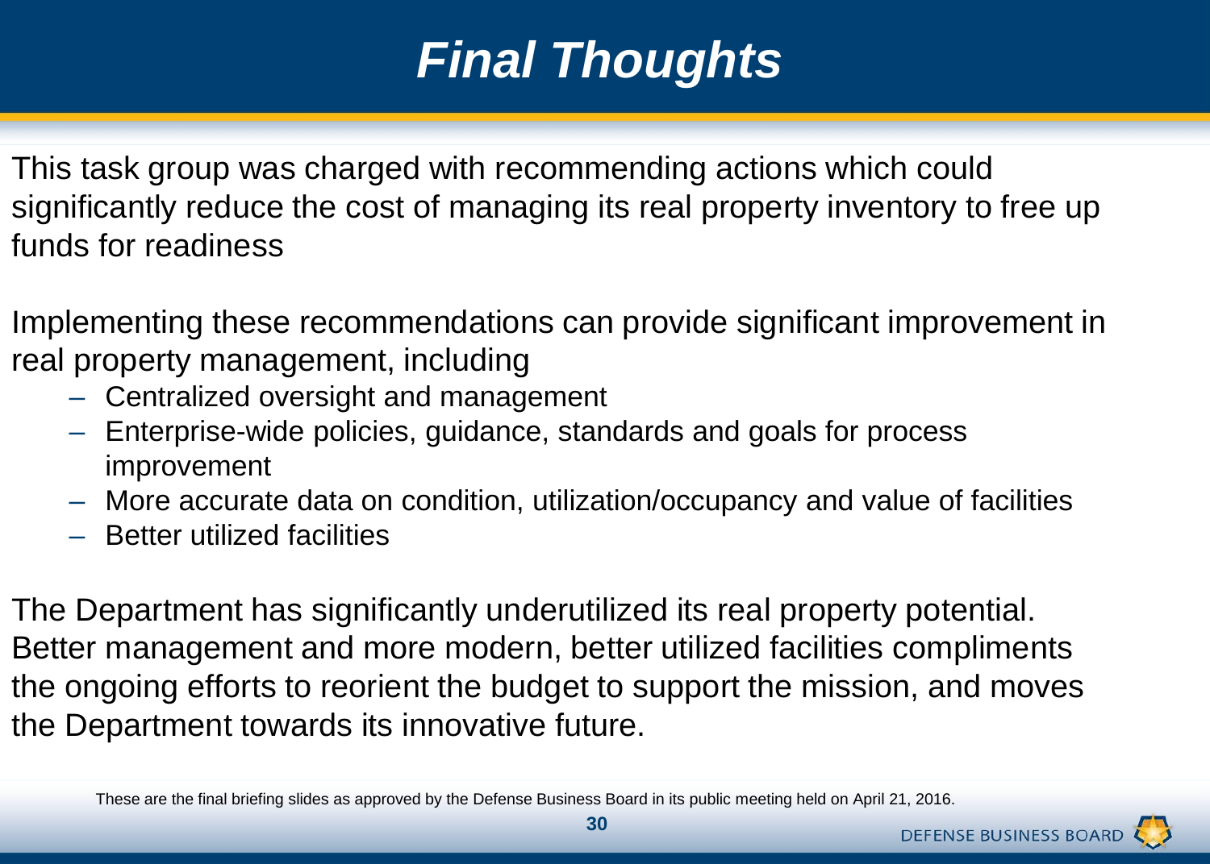# Final Thoughts

This task group was charged with recommending actions which could significantly reduce the cost of managing its real property inventory to free up funds for readiness

Implementing these recommendations can provide significant improvement in real property management, including

- Centralized oversight and management
- Enterprise-wide policies, guidance, standards and goals for process improvement
- More accurate data on condition, utilization/occupancy and value of facilities
- Better utilized facilities

The Department has significantly underutilized its real property potential. Better management and more modern, better utilized facilities compliments the ongoing efforts to reorient the budget to support the mission, and moves the Department towards its innovative future.

These are the final briefing slides as approved by the Defense Business Board in its public meeting held on April 21, 2016.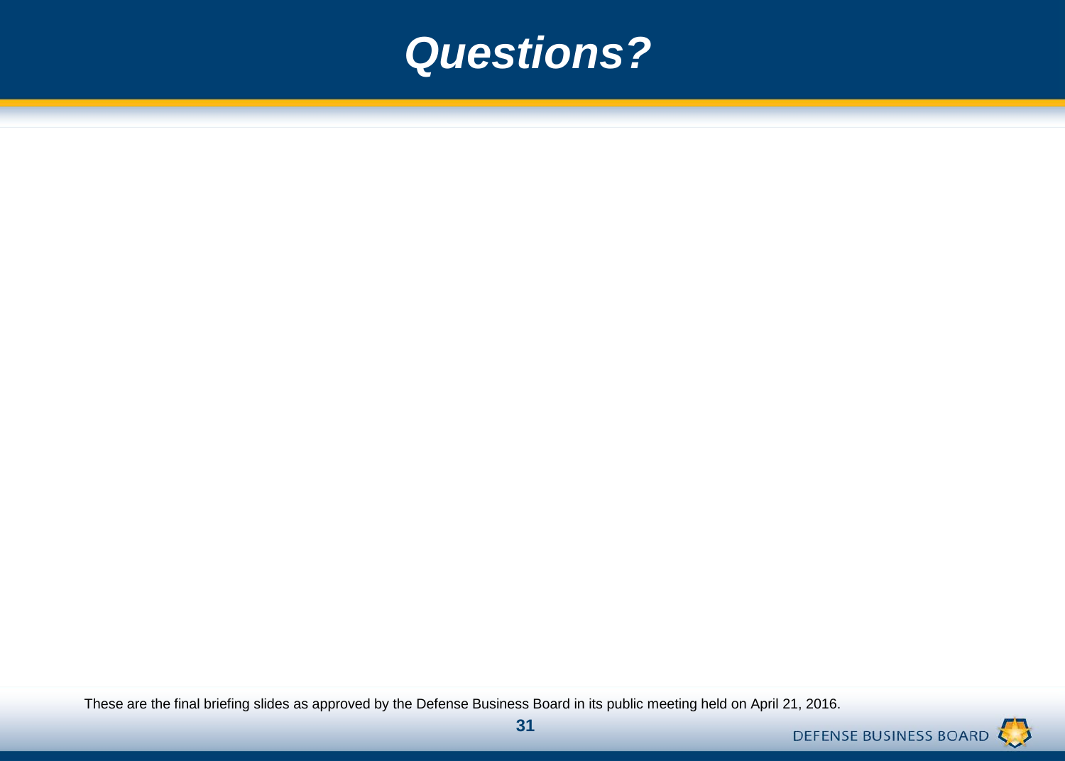# *Questions?*

These are the final briefing slides as approved by the Defense Business Board in its public meeting held on April 21, 2016.